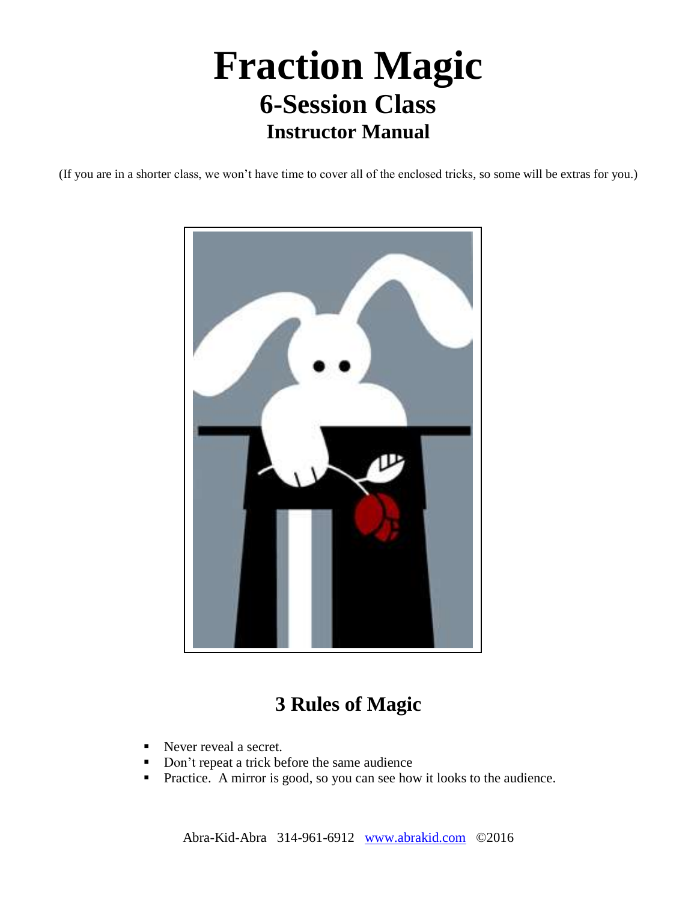# Fraction Magic

## 6-Session Class

### Instructor Manual

(If you are in a shorter class, we won't have time to cover all of the enclosed tricks, so some will be extras for you.)

## 3 Rules of Magic

- Never reveal a secret.
- Don't repeat a trick before the same audience
- Practice. A mirror is good, so you can see how it looks to the audience.

Abra-Kid-Abra 314-961-6912 www.abrakid.com ©2016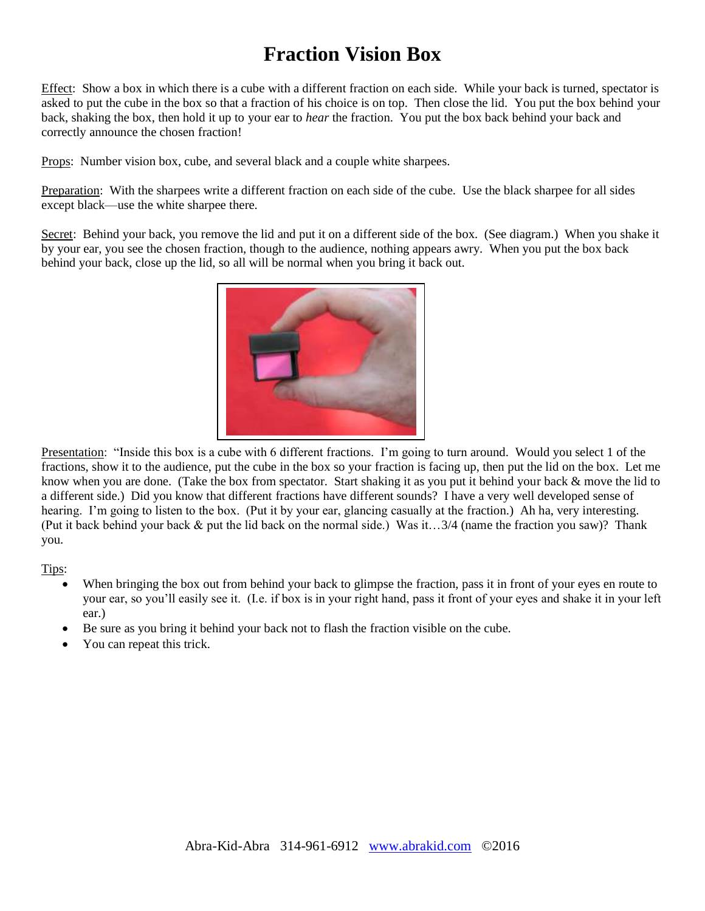# Fraction Vision Box

Effect: Show a box in which there is a cube with a different fraction on each side. While your back is turned, spectator is asked to put the cube in the box so that a fraction of his choice is on top. Then close the lid. You put the box behind your back, shaking the box, then hold it up to your ear to *hear* the fraction. You put the box back behind your back and correctly announce the chosen fraction!

Props: Number vision box, cube, and several black and a couple white sharpees.

Preparation: With the sharpees write a different fraction on each side of the cube. Use the black sharpee for all sides except black—use the white sharpee there.

Secret: Behind your back, you remove the lid and put it on a different side of the box. (See diagram.) When you shake it by your ear, you see the chosen fraction, though to the audience, nothing appears awry. When you put the box back behind your back, close up the lid, so all will be normal when you bring it back out.

Presentation: "Inside this box is a cube with 6 different fractions. I'm going to turn around. Would you select 1 of the fractions, show it to the audience, put the cube in the box so your fraction is facing up, then put the lid on the box. Let me know when you are done. (Take the box from spectator. Start shaking it as you put it behind your back & move the lid to a different side.) Did you know that different fractions have different sounds? I have a very well developed sense of hearing. I'm going to listen to the box. (Put it by your ear, glancing casually at the fraction.) Ah ha, very interesting. (Put it back behind your back & put the lid back on the normal side.) Was it…3/4 (name the fraction you saw)? Thank you.

Tips:

- When bringing the box out from behind your back to glimpse the fraction, pass it in front of your eyes en route to your ear, so you'll easily see it. (I.e. if box is in your right hand, pass it front of your eyes and shake it in your left ear.)
- Be sure as you bring it behind your back not to flash the fraction visible on the cube.
- You can repeat this trick.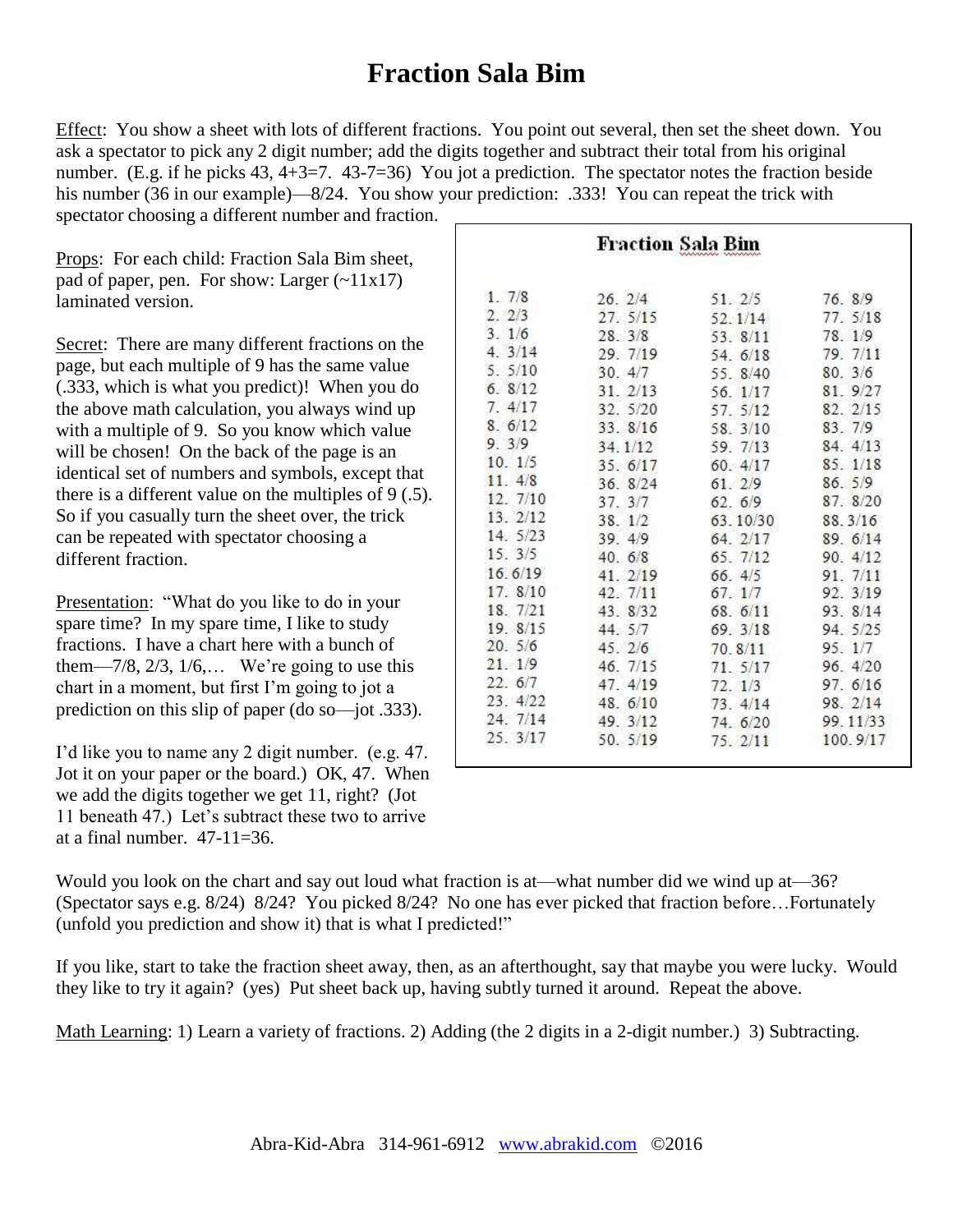# Fraction Sala Bim

Effect: You show a sheet with lots of different fractions. You point out several, then set the sheet down. You ask a spectator to pick any 2 digit number; add the digits together and subtract their total from his original number. (E.g. if he picks 43, 4+3=7. 43-7=36) You jot a prediction. The spectator notes the fraction beside his number (36 in our example)—8/24. You show your prediction: .333! You can repeat the trick with spectator choosing a different number and fraction.

Props: For each child: Fraction Sala Bim sheet, pad of paper, pen. For show: Larger (~11x17) laminated version.

Secret: There are many different fractions on the page, but each multiple of 9 has the same value (.333, which is what you predict)! When you do the above math calculation, you always wind up with a multiple of 9. So you know which value will be chosen! On the back of the page is an identical set of numbers and symbols, except that there is a different value on the multiples of 9 (.5). So if you casually turn the sheet over, the trick can be repeated with spectator choosing a different fraction.

**Fraction Sala Bim**

| | | | |
|---|---|---|---|
| 1. 7/8 | 26. 2/4 | 51. 2/5 | 76. 8/9 |
| 2. 2/3 | 27. 5/15 | 52. 1/14 | 77. 5/18 |
| 3. 1/6 | 28. 3/8 | 53. 8/11 | 78. 1/9 |
| 4. 3/14 | 29. 7/19 | 54. 6/18 | 79. 7/11 |
| 5. 5/10 | 30. 4/7 | 55. 8/40 | 80. 3/6 |
| 6. 8/12 | 31. 2/13 | 56. 1/17 | 81. 9/27 |
| 7. 4/17 | 32. 5/20 | 57. 5/12 | 82. 2/15 |
| 8. 6/12 | 33. 8/16 | 58. 3/10 | 83. 7/9 |
| 9. 3/9 | 34. 1/12 | 59. 7/13 | 84. 4/13 |
| 10. 1/5 | 35. 6/17 | 60. 4/17 | 85. 1/18 |
| 11. 4/8 | 36. 8/24 | 61. 2/9 | 86. 5/9 |
| 12. 7/10 | 37. 3/7 | 62. 6/9 | 87. 8/20 |
| 13. 2/12 | 38. 1/2 | 63. 10/30 | 88. 3/16 |
| 14. 5/23 | 39. 4/9 | 64. 2/17 | 89. 6/14 |
| 15. 3/5 | 40. 6/8 | 65. 7/12 | 90. 4/12 |
| 16. 6/19 | 41. 2/19 | 66. 4/5 | 91. 7/11 |
| 17. 8/10 | 42. 7/11 | 67. 1/7 | 92. 3/19 |
| 18. 7/21 | 43. 8/32 | 68. 6/11 | 93. 8/14 |
| 19. 8/15 | 44. 5/7 | 69. 3/18 | 94. 5/25 |
| 20. 5/6 | 45. 2/6 | 70. 8/11 | 95. 1/7 |
| 21. 1/9 | 46. 7/15 | 71. 5/17 | 96. 4/20 |
| 22. 6/7 | 47. 4/19 | 72. 1/3 | 97. 6/16 |
| 23. 4/22 | 48. 6/10 | 73. 4/14 | 98. 2/14 |
| 24. 7/14 | 49. 3/12 | 74. 6/20 | 99. 11/33 |
| 25. 3/17 | 50. 5/19 | 75. 2/11 | 100. 9/17 |

Presentation: "What do you like to do in your spare time? In my spare time, I like to study fractions. I have a chart here with a bunch of them—7/8, 2/3, 1/6,… We're going to use this chart in a moment, but first I'm going to jot a prediction on this slip of paper (do so—jot .333).

I'd like you to name any 2 digit number. (e.g. 47. Jot it on your paper or the board.) OK, 47. When we add the digits together we get 11, right? (Jot 11 beneath 47.) Let's subtract these two to arrive at a final number. 47-11=36.

Would you look on the chart and say out loud what fraction is at—what number did we wind up at—36? (Spectator says e.g. 8/24) 8/24? You picked 8/24? No one has ever picked that fraction before…Fortunately (unfold you prediction and show it) that is what I predicted!"

If you like, start to take the fraction sheet away, then, as an afterthought, say that maybe you were lucky. Would they like to try it again? (yes) Put sheet back up, having subtly turned it around. Repeat the above.

Math Learning: 1) Learn a variety of fractions. 2) Adding (the 2 digits in a 2-digit number.) 3) Subtracting.

Abra-Kid-Abra 314-961-6912 www.abrakid.com ©2016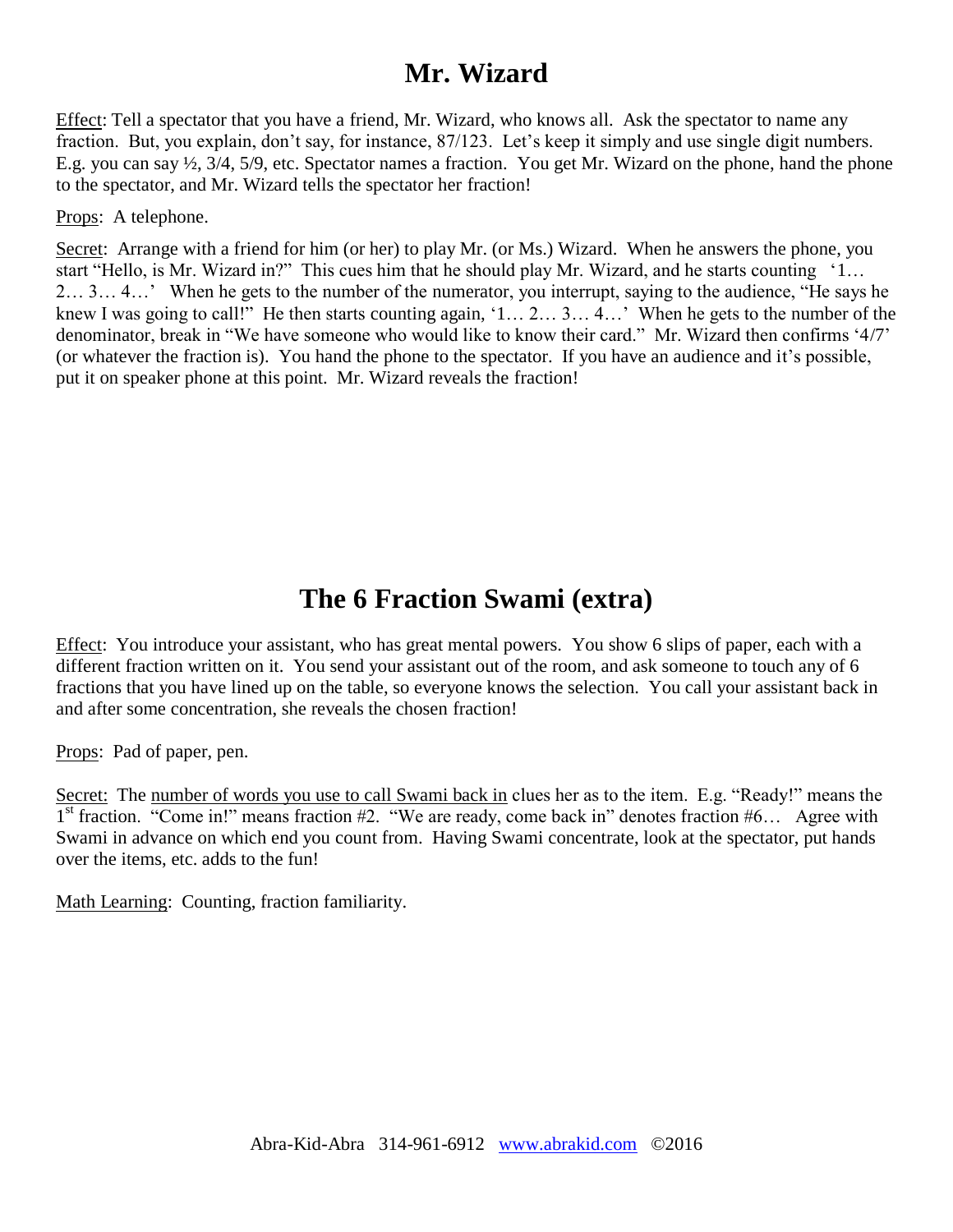# Mr. Wizard

Effect: Tell a spectator that you have a friend, Mr. Wizard, who knows all. Ask the spectator to name any fraction. But, you explain, don't say, for instance, 87/123. Let's keep it simply and use single digit numbers. E.g. you can say ½, 3/4, 5/9, etc. Spectator names a fraction. You get Mr. Wizard on the phone, hand the phone to the spectator, and Mr. Wizard tells the spectator her fraction!

Props: A telephone.

Secret: Arrange with a friend for him (or her) to play Mr. (or Ms.) Wizard. When he answers the phone, you start "Hello, is Mr. Wizard in?" This cues him that he should play Mr. Wizard, and he starts counting '1… 2… 3… 4…' When he gets to the number of the numerator, you interrupt, saying to the audience, "He says he knew I was going to call!" He then starts counting again, '1… 2… 3… 4…' When he gets to the number of the denominator, break in "We have someone who would like to know their card." Mr. Wizard then confirms '4/7' (or whatever the fraction is). You hand the phone to the spectator. If you have an audience and it's possible, put it on speaker phone at this point. Mr. Wizard reveals the fraction!

# The 6 Fraction Swami (extra)

Effect: You introduce your assistant, who has great mental powers. You show 6 slips of paper, each with a different fraction written on it. You send your assistant out of the room, and ask someone to touch any of 6 fractions that you have lined up on the table, so everyone knows the selection. You call your assistant back in and after some concentration, she reveals the chosen fraction!

Props: Pad of paper, pen.

Secret: The number of words you use to call Swami back in clues her as to the item. E.g. "Ready!" means the 1st fraction. "Come in!" means fraction #2. "We are ready, come back in" denotes fraction #6… Agree with Swami in advance on which end you count from. Having Swami concentrate, look at the spectator, put hands over the items, etc. adds to the fun!

Math Learning: Counting, fraction familiarity.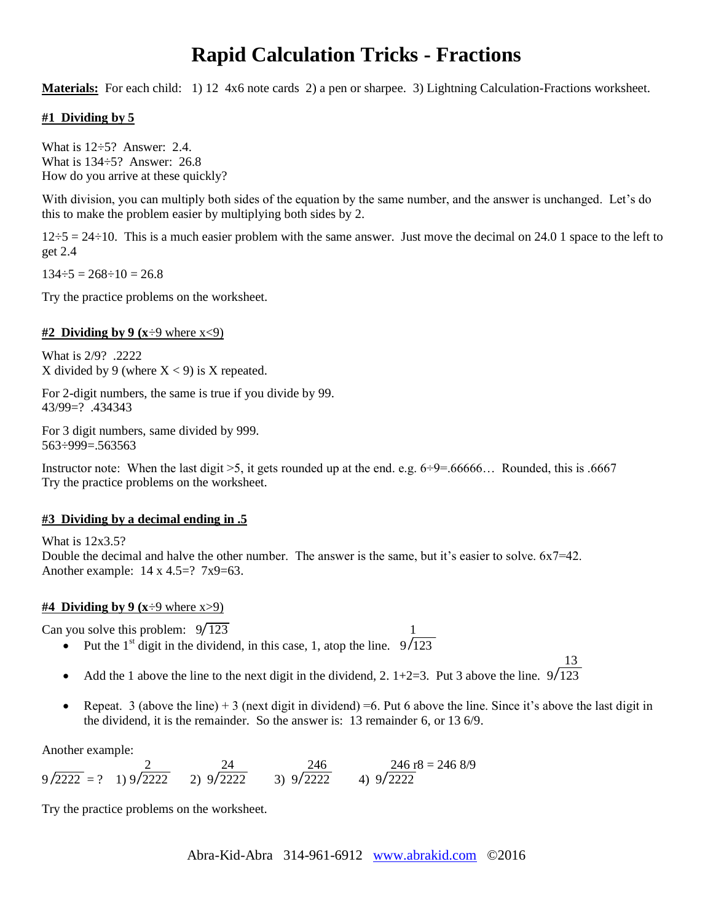# Rapid Calculation Tricks - Fractions

**Materials:** For each child: 1) 12 4x6 note cards 2) a pen or sharpee. 3) Lightning Calculation-Fractions worksheet.

### #1 Dividing by 5

What is 12÷5? Answer: 2.4.
What is 134÷5? Answer: 26.8
How do you arrive at these quickly?

With division, you can multiply both sides of the equation by the same number, and the answer is unchanged. Let's do this to make the problem easier by multiplying both sides by 2.

12÷5 = 24÷10. This is a much easier problem with the same answer. Just move the decimal on 24.0 1 space to the left to get 2.4

134÷5 = 268÷10 = 26.8

Try the practice problems on the worksheet.

### #2 Dividing by 9 (x÷9 where x<9)

What is 2/9? .2222
X divided by 9 (where X < 9) is X repeated.

For 2-digit numbers, the same is true if you divide by 99.
43/99=? .434343

For 3 digit numbers, same divided by 999.
563÷999=.563563

Instructor note: When the last digit >5, it gets rounded up at the end. e.g. 6÷9=.66666… Rounded, this is .6667
Try the practice problems on the worksheet.

### #3 Dividing by a decimal ending in .5

What is 12x3.5?
Double the decimal and halve the other number. The answer is the same, but it's easier to solve. 6x7=42.
Another example: 14 x 4.5=? 7x9=63.

### #4 Dividing by 9 (x÷9 where x>9)

Can you solve this problem: $9\overline{)123}$

- Put the 1st digit in the dividend, in this case, 1, atop the line. $\begin{array}{r} 1 \\ 9\overline{)123} \end{array}$
- Add the 1 above the line to the next digit in the dividend, 2. 1+2=3. Put 3 above the line. $\begin{array}{r} 13 \\ 9\overline{)123} \end{array}$
- Repeat. 3 (above the line) + 3 (next digit in dividend) =6. Put 6 above the line. Since it's above the last digit in the dividend, it is the remainder. So the answer is: 13 remainder 6, or 13 6/9.

Another example:

$9\overline{)2222}$ = ? 1) $\begin{array}{r} 2 \\ 9\overline{)2222} \end{array}$ 2) $\begin{array}{r} 24 \\ 9\overline{)2222} \end{array}$ 3) $\begin{array}{r} 246 \\ 9\overline{)2222} \end{array}$ 4) $\begin{array}{r} 246 \text{ r8} \\ 9\overline{)2222} \end{array}$ = 246 8/9

Try the practice problems on the worksheet.

Abra-Kid-Abra 314-961-6912 www.abrakid.com ©2016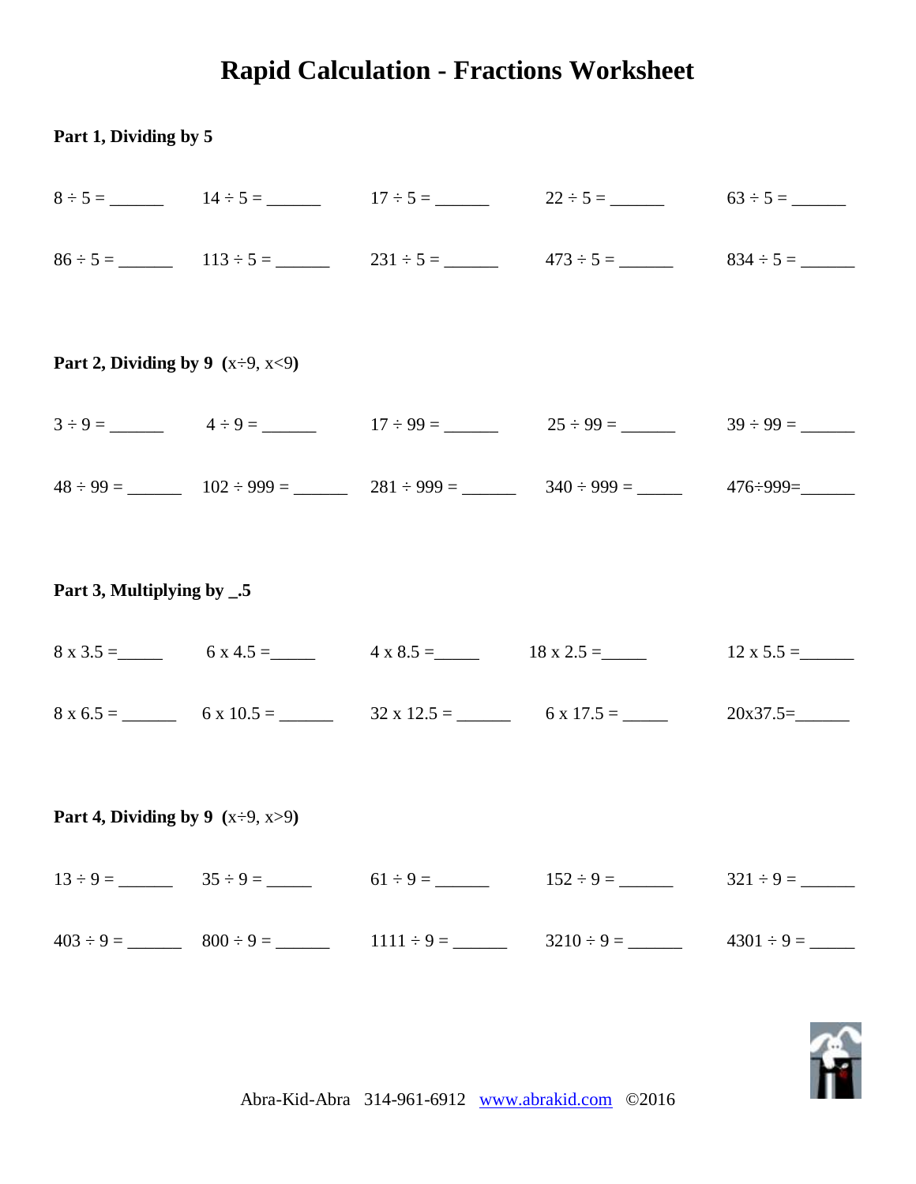# Rapid Calculation - Fractions Worksheet

**Part 1, Dividing by 5**

$8 \div 5 =$ ______ $14 \div 5 =$ ______ $17 \div 5 =$ ______ $22 \div 5 =$ ______ $63 \div 5 =$ ______

$86 \div 5 =$ ______ $113 \div 5 =$ ______ $231 \div 5 =$ ______ $473 \div 5 =$ ______ $834 \div 5 =$ ______

**Part 2, Dividing by 9 (**$x \div 9$, $x<9$**)**

$3 \div 9 =$ ______ $4 \div 9 =$ ______ $17 \div 99 =$ ______ $25 \div 99 =$ ______ $39 \div 99 =$ ______

$48 \div 99 =$ ______ $102 \div 999 =$ ______ $281 \div 999 =$ ______ $340 \div 999 =$ _____ $476 \div 999 =$______

**Part 3, Multiplying by _.5**

$8 \times 3.5 =$_____ $6 \times 4.5 =$_____ $4 \times 8.5 =$_____ $18 \times 2.5 =$_____ $12 \times 5.5 =$______

$8 \times 6.5 =$ ______ $6 \times 10.5 =$ ______ $32 \times 12.5 =$ ______ $6 \times 17.5 =$ _____ $20 \times 37.5 =$______

**Part 4, Dividing by 9 (**$x \div 9$, $x>9$**)**

$13 \div 9 =$ ______ $35 \div 9 =$ _____ $61 \div 9 =$ ______ $152 \div 9 =$ ______ $321 \div 9 =$ ______

$403 \div 9 =$ ______ $800 \div 9 =$ ______ $1111 \div 9 =$ ______ $3210 \div 9 =$ ______ $4301 \div 9 =$ _____

Abra-Kid-Abra 314-961-6912 www.abrakid.com ©2016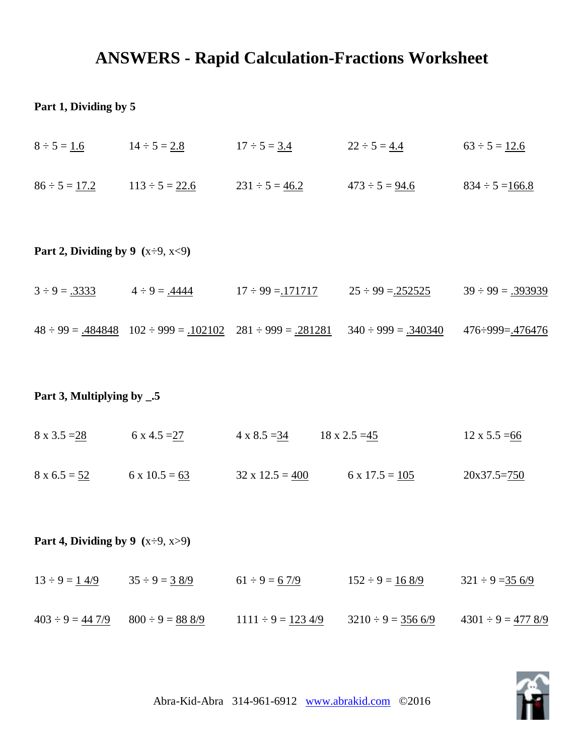# ANSWERS - Rapid Calculation-Fractions Worksheet

**Part 1, Dividing by 5**

$8 \div 5 = \underline{1.6}$ $14 \div 5 = \underline{2.8}$ $17 \div 5 = \underline{3.4}$ $22 \div 5 = \underline{4.4}$ $63 \div 5 = \underline{12.6}$

$86 \div 5 = \underline{17.2}$ $113 \div 5 = \underline{22.6}$ $231 \div 5 = \underline{46.2}$ $473 \div 5 = \underline{94.6}$ $834 \div 5 = \underline{166.8}$

**Part 2, Dividing by 9 (**x÷9, x<9**)**

$3 \div 9 = \underline{.3333}$ $4 \div 9 = \underline{.4444}$ $17 \div 99 = \underline{.171717}$ $25 \div 99 = \underline{.252525}$ $39 \div 99 = \underline{.393939}$

$48 \div 99 = \underline{.484848}$ $102 \div 999 = \underline{.102102}$ $281 \div 999 = \underline{.281281}$ $340 \div 999 = \underline{.340340}$ $476 \div 999 = \underline{.476476}$

**Part 3, Multiplying by _.5**

$8 \times 3.5 = \underline{28}$ $6 \times 4.5 = \underline{27}$ $4 \times 8.5 = \underline{34}$ $18 \times 2.5 = \underline{45}$ $12 \times 5.5 = \underline{66}$

$8 \times 6.5 = \underline{52}$ $6 \times 10.5 = \underline{63}$ $32 \times 12.5 = \underline{400}$ $6 \times 17.5 = \underline{105}$ $20 \times 37.5 = \underline{750}$

**Part 4, Dividing by 9 (**x÷9, x>9**)**

$13 \div 9 = \underline{1\ 4/9}$ $35 \div 9 = \underline{3\ 8/9}$ $61 \div 9 = \underline{6\ 7/9}$ $152 \div 9 = \underline{16\ 8/9}$ $321 \div 9 = \underline{35\ 6/9}$

$403 \div 9 = \underline{44\ 7/9}$ $800 \div 9 = \underline{88\ 8/9}$ $1111 \div 9 = \underline{123\ 4/9}$ $3210 \div 9 = \underline{356\ 6/9}$ $4301 \div 9 = \underline{477\ 8/9}$

Abra-Kid-Abra 314-961-6912 www.abrakid.com ©2016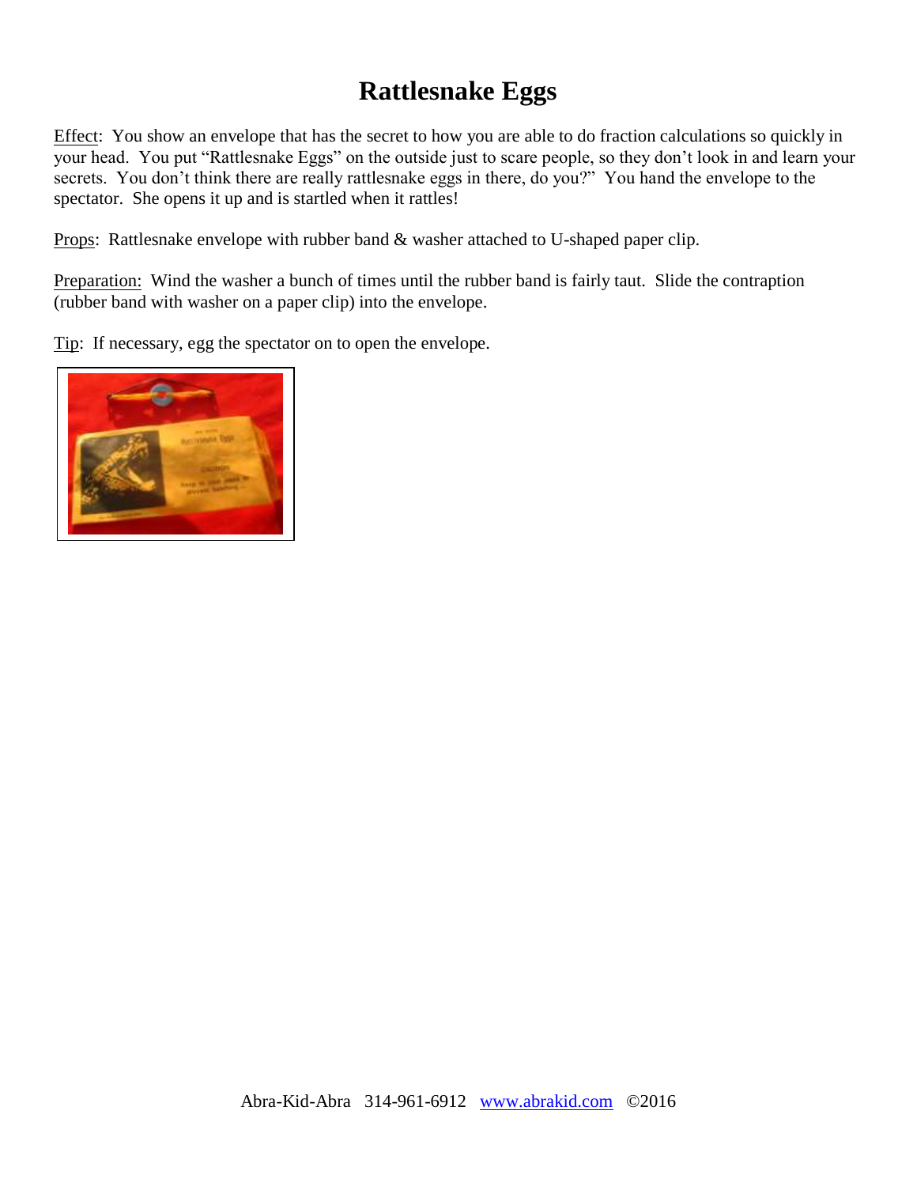# Rattlesnake Eggs

Effect: You show an envelope that has the secret to how you are able to do fraction calculations so quickly in your head. You put "Rattlesnake Eggs" on the outside just to scare people, so they don't look in and learn your secrets. You don't think there are really rattlesnake eggs in there, do you?" You hand the envelope to the spectator. She opens it up and is startled when it rattles!

Props: Rattlesnake envelope with rubber band & washer attached to U-shaped paper clip.

Preparation: Wind the washer a bunch of times until the rubber band is fairly taut. Slide the contraption (rubber band with washer on a paper clip) into the envelope.

Tip: If necessary, egg the spectator on to open the envelope.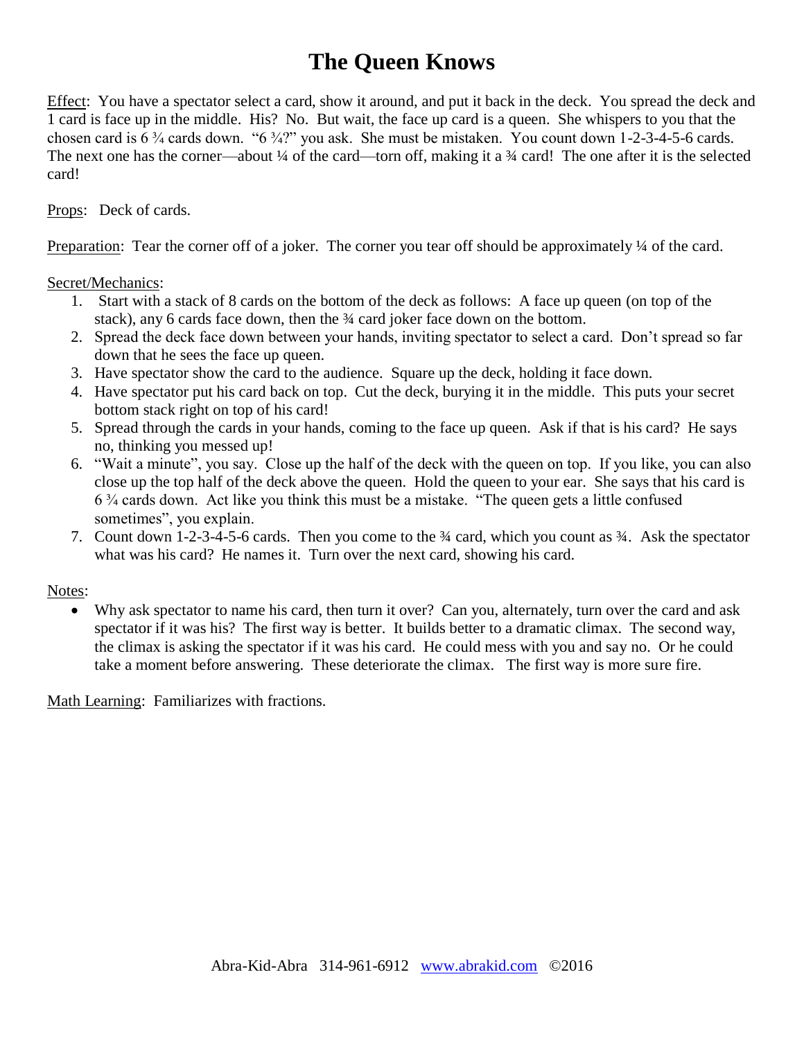# The Queen Knows

Effect: You have a spectator select a card, show it around, and put it back in the deck. You spread the deck and 1 card is face up in the middle. His? No. But wait, the face up card is a queen. She whispers to you that the chosen card is 6 ¾ cards down. "6 ¾?" you ask. She must be mistaken. You count down 1-2-3-4-5-6 cards. The next one has the corner—about ¼ of the card—torn off, making it a ¾ card! The one after it is the selected card!

Props: Deck of cards.

Preparation: Tear the corner off of a joker. The corner you tear off should be approximately ¼ of the card.

Secret/Mechanics:

1. Start with a stack of 8 cards on the bottom of the deck as follows: A face up queen (on top of the stack), any 6 cards face down, then the ¾ card joker face down on the bottom.
2. Spread the deck face down between your hands, inviting spectator to select a card. Don't spread so far down that he sees the face up queen.
3. Have spectator show the card to the audience. Square up the deck, holding it face down.
4. Have spectator put his card back on top. Cut the deck, burying it in the middle. This puts your secret bottom stack right on top of his card!
5. Spread through the cards in your hands, coming to the face up queen. Ask if that is his card? He says no, thinking you messed up!
6. "Wait a minute", you say. Close up the half of the deck with the queen on top. If you like, you can also close up the top half of the deck above the queen. Hold the queen to your ear. She says that his card is 6 ¾ cards down. Act like you think this must be a mistake. "The queen gets a little confused sometimes", you explain.
7. Count down 1-2-3-4-5-6 cards. Then you come to the ¾ card, which you count as ¾. Ask the spectator what was his card? He names it. Turn over the next card, showing his card.

Notes:

- Why ask spectator to name his card, then turn it over? Can you, alternately, turn over the card and ask spectator if it was his? The first way is better. It builds better to a dramatic climax. The second way, the climax is asking the spectator if it was his card. He could mess with you and say no. Or he could take a moment before answering. These deteriorate the climax. The first way is more sure fire.

Math Learning: Familiarizes with fractions.

Abra-Kid-Abra 314-961-6912 www.abrakid.com ©2016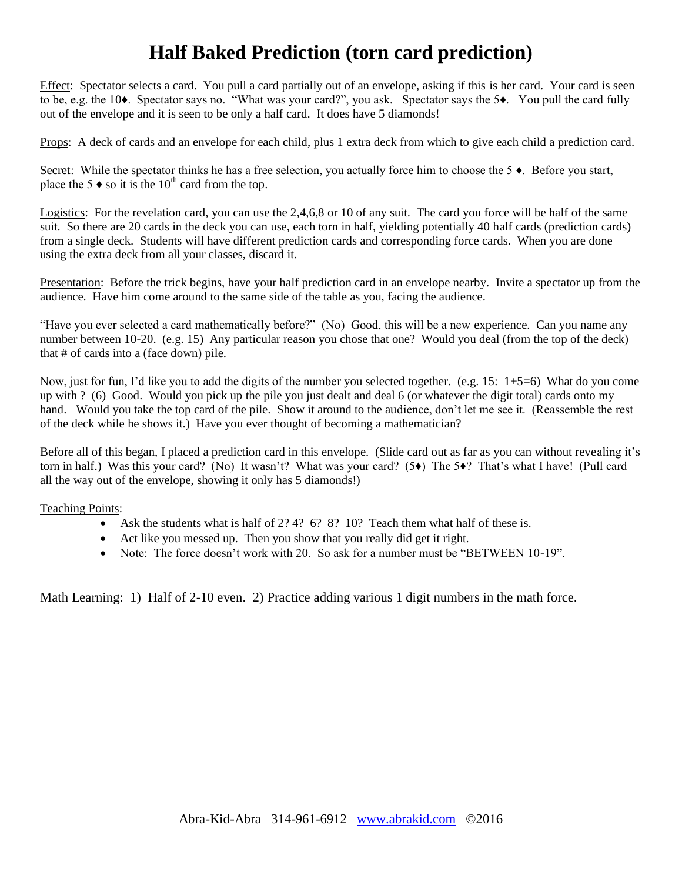# Half Baked Prediction (torn card prediction)

Effect: Spectator selects a card. You pull a card partially out of an envelope, asking if this is her card. Your card is seen to be, e.g. the 10♦. Spectator says no. "What was your card?", you ask. Spectator says the 5♦. You pull the card fully out of the envelope and it is seen to be only a half card. It does have 5 diamonds!

Props: A deck of cards and an envelope for each child, plus 1 extra deck from which to give each child a prediction card.

Secret: While the spectator thinks he has a free selection, you actually force him to choose the 5 ♦. Before you start, place the 5 ♦ so it is the 10th card from the top.

Logistics: For the revelation card, you can use the 2,4,6,8 or 10 of any suit. The card you force will be half of the same suit. So there are 20 cards in the deck you can use, each torn in half, yielding potentially 40 half cards (prediction cards) from a single deck. Students will have different prediction cards and corresponding force cards. When you are done using the extra deck from all your classes, discard it.

Presentation: Before the trick begins, have your half prediction card in an envelope nearby. Invite a spectator up from the audience. Have him come around to the same side of the table as you, facing the audience.

"Have you ever selected a card mathematically before?" (No) Good, this will be a new experience. Can you name any number between 10-20. (e.g. 15) Any particular reason you chose that one? Would you deal (from the top of the deck) that # of cards into a (face down) pile.

Now, just for fun, I'd like you to add the digits of the number you selected together. (e.g. 15: 1+5=6) What do you come up with ? (6) Good. Would you pick up the pile you just dealt and deal 6 (or whatever the digit total) cards onto my hand. Would you take the top card of the pile. Show it around to the audience, don't let me see it. (Reassemble the rest of the deck while he shows it.) Have you ever thought of becoming a mathematician?

Before all of this began, I placed a prediction card in this envelope. (Slide card out as far as you can without revealing it's torn in half.) Was this your card? (No) It wasn't? What was your card? (5♦) The 5♦? That's what I have! (Pull card all the way out of the envelope, showing it only has 5 diamonds!)

Teaching Points:

- Ask the students what is half of 2? 4? 6? 8? 10? Teach them what half of these is.
- Act like you messed up. Then you show that you really did get it right.
- Note: The force doesn't work with 20. So ask for a number must be "BETWEEN 10-19".

Math Learning: 1) Half of 2-10 even. 2) Practice adding various 1 digit numbers in the math force.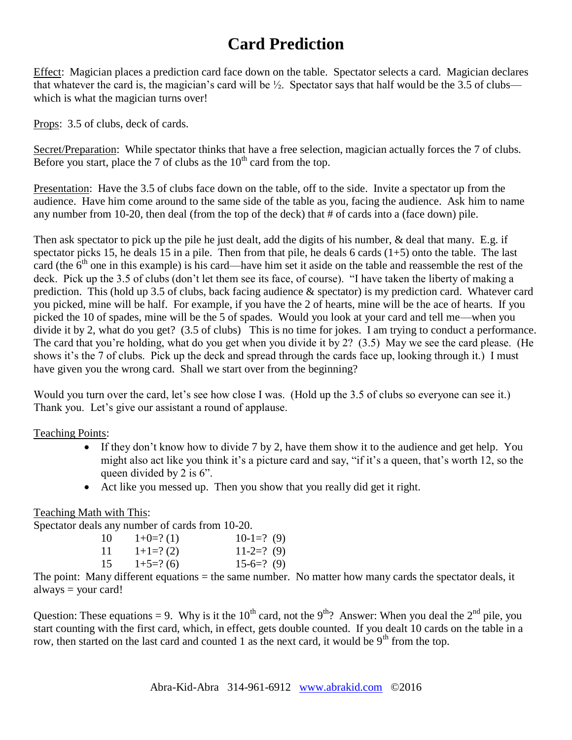# Card Prediction

Effect: Magician places a prediction card face down on the table. Spectator selects a card. Magician declares that whatever the card is, the magician's card will be ½. Spectator says that half would be the 3.5 of clubs—which is what the magician turns over!

Props: 3.5 of clubs, deck of cards.

Secret/Preparation: While spectator thinks that have a free selection, magician actually forces the 7 of clubs. Before you start, place the 7 of clubs as the 10th card from the top.

Presentation: Have the 3.5 of clubs face down on the table, off to the side. Invite a spectator up from the audience. Have him come around to the same side of the table as you, facing the audience. Ask him to name any number from 10-20, then deal (from the top of the deck) that # of cards into a (face down) pile.

Then ask spectator to pick up the pile he just dealt, add the digits of his number, & deal that many. E.g. if spectator picks 15, he deals 15 in a pile. Then from that pile, he deals 6 cards (1+5) onto the table. The last card (the 6th one in this example) is his card—have him set it aside on the table and reassemble the rest of the deck. Pick up the 3.5 of clubs (don't let them see its face, of course). "I have taken the liberty of making a prediction. This (hold up 3.5 of clubs, back facing audience & spectator) is my prediction card. Whatever card you picked, mine will be half. For example, if you have the 2 of hearts, mine will be the ace of hearts. If you picked the 10 of spades, mine will be the 5 of spades. Would you look at your card and tell me—when you divide it by 2, what do you get? (3.5 of clubs) This is no time for jokes. I am trying to conduct a performance. The card that you're holding, what do you get when you divide it by 2? (3.5) May we see the card please. (He shows it's the 7 of clubs. Pick up the deck and spread through the cards face up, looking through it.) I must have given you the wrong card. Shall we start over from the beginning?

Would you turn over the card, let's see how close I was. (Hold up the 3.5 of clubs so everyone can see it.) Thank you. Let's give our assistant a round of applause.

Teaching Points:

- If they don't know how to divide 7 by 2, have them show it to the audience and get help. You might also act like you think it's a picture card and say, "if it's a queen, that's worth 12, so the queen divided by 2 is 6".
- Act like you messed up. Then you show that you really did get it right.

Teaching Math with This:

Spectator deals any number of cards from 10-20.

| | | |
|---|---|---|
| 10 | 1+0=? (1) | 10-1=? (9) |
| 11 | 1+1=? (2) | 11-2=? (9) |
| 15 | 1+5=? (6) | 15-6=? (9) |

The point: Many different equations = the same number. No matter how many cards the spectator deals, it always = your card!

Question: These equations = 9. Why is it the 10th card, not the 9th? Answer: When you deal the 2nd pile, you start counting with the first card, which, in effect, gets double counted. If you dealt 10 cards on the table in a row, then started on the last card and counted 1 as the next card, it would be 9th from the top.

Abra-Kid-Abra 314-961-6912 www.abrakid.com ©2016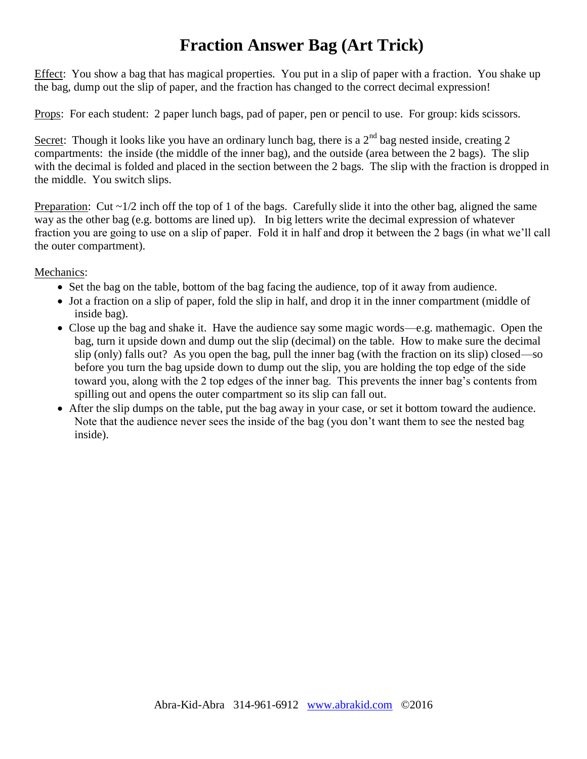# Fraction Answer Bag (Art Trick)

Effect: You show a bag that has magical properties. You put in a slip of paper with a fraction. You shake up the bag, dump out the slip of paper, and the fraction has changed to the correct decimal expression!

Props: For each student: 2 paper lunch bags, pad of paper, pen or pencil to use. For group: kids scissors.

Secret: Though it looks like you have an ordinary lunch bag, there is a 2nd bag nested inside, creating 2 compartments: the inside (the middle of the inner bag), and the outside (area between the 2 bags). The slip with the decimal is folded and placed in the section between the 2 bags. The slip with the fraction is dropped in the middle. You switch slips.

Preparation: Cut ~1/2 inch off the top of 1 of the bags. Carefully slide it into the other bag, aligned the same way as the other bag (e.g. bottoms are lined up). In big letters write the decimal expression of whatever fraction you are going to use on a slip of paper. Fold it in half and drop it between the 2 bags (in what we'll call the outer compartment).

Mechanics:

- Set the bag on the table, bottom of the bag facing the audience, top of it away from audience.
- Jot a fraction on a slip of paper, fold the slip in half, and drop it in the inner compartment (middle of inside bag).
- Close up the bag and shake it. Have the audience say some magic words—e.g. mathemagic. Open the bag, turn it upside down and dump out the slip (decimal) on the table. How to make sure the decimal slip (only) falls out? As you open the bag, pull the inner bag (with the fraction on its slip) closed—so before you turn the bag upside down to dump out the slip, you are holding the top edge of the side toward you, along with the 2 top edges of the inner bag. This prevents the inner bag's contents from spilling out and opens the outer compartment so its slip can fall out.
- After the slip dumps on the table, put the bag away in your case, or set it bottom toward the audience. Note that the audience never sees the inside of the bag (you don't want them to see the nested bag inside).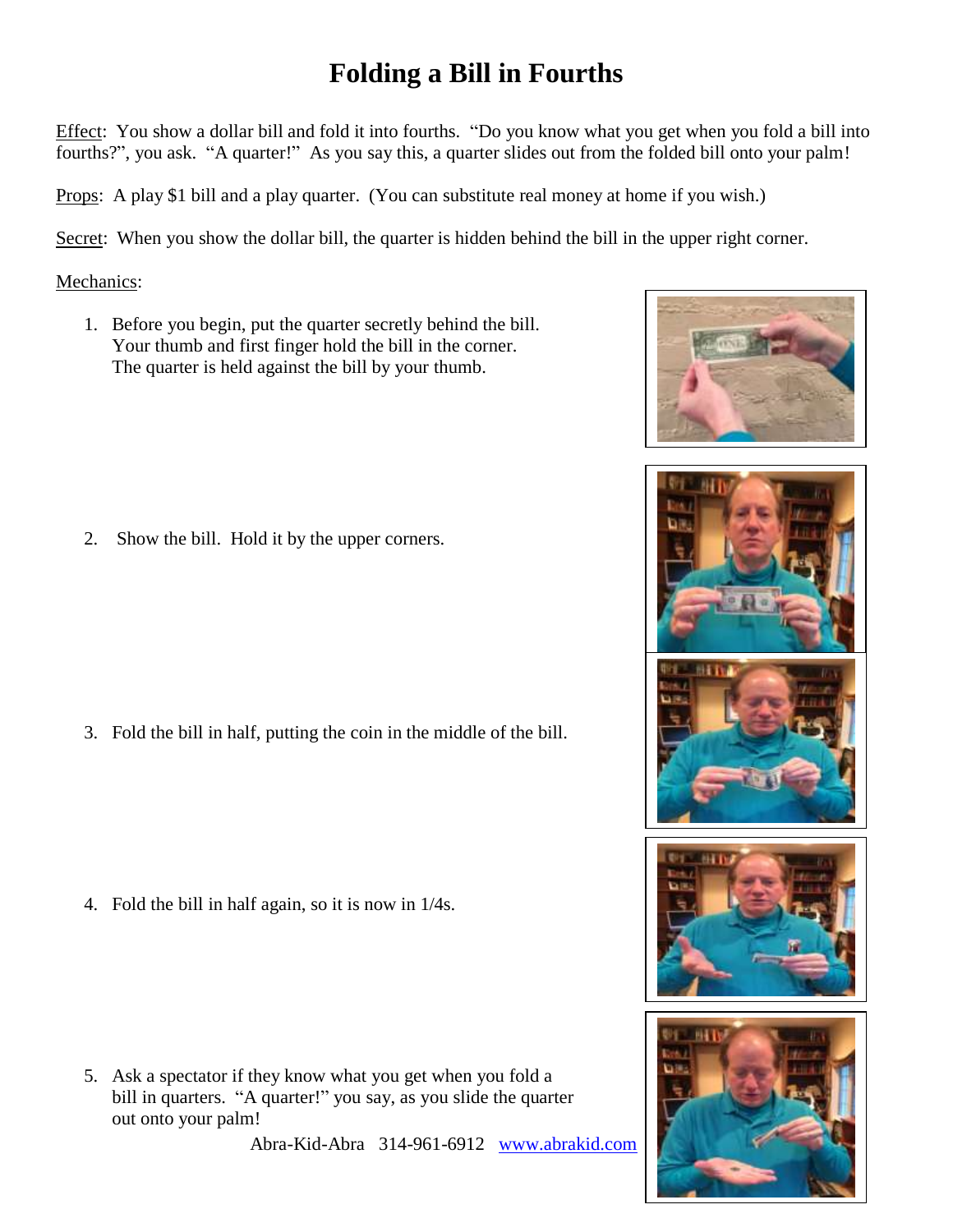# Folding a Bill in Fourths

Effect: You show a dollar bill and fold it into fourths. "Do you know what you get when you fold a bill into fourths?", you ask. "A quarter!" As you say this, a quarter slides out from the folded bill onto your palm!

Props: A play $1 bill and a play quarter. (You can substitute real money at home if you wish.)

Secret: When you show the dollar bill, the quarter is hidden behind the bill in the upper right corner.

Mechanics:

1. Before you begin, put the quarter secretly behind the bill. Your thumb and first finger hold the bill in the corner. The quarter is held against the bill by your thumb.

2. Show the bill. Hold it by the upper corners.

3. Fold the bill in half, putting the coin in the middle of the bill.

4. Fold the bill in half again, so it is now in 1/4s.

5. Ask a spectator if they know what you get when you fold a bill in quarters. "A quarter!" you say, as you slide the quarter out onto your palm!

Abra-Kid-Abra 314-961-6912 [www.abrakid.com](http://www.abrakid.com)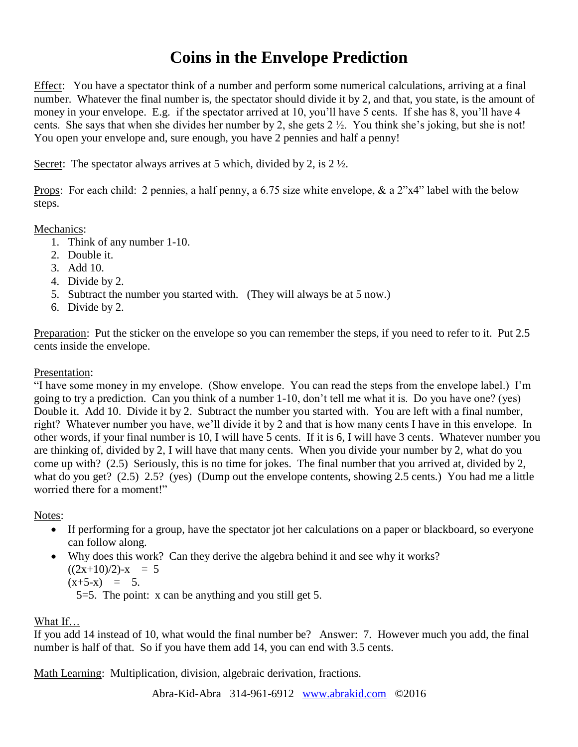# Coins in the Envelope Prediction

Effect: You have a spectator think of a number and perform some numerical calculations, arriving at a final number. Whatever the final number is, the spectator should divide it by 2, and that, you state, is the amount of money in your envelope. E.g. if the spectator arrived at 10, you'll have 5 cents. If she has 8, you'll have 4 cents. She says that when she divides her number by 2, she gets 2 ½. You think she's joking, but she is not! You open your envelope and, sure enough, you have 2 pennies and half a penny!

Secret: The spectator always arrives at 5 which, divided by 2, is 2 ½.

Props: For each child: 2 pennies, a half penny, a 6.75 size white envelope, & a 2"x4" label with the below steps.

Mechanics:

1. Think of any number 1-10.
2. Double it.
3. Add 10.
4. Divide by 2.
5. Subtract the number you started with. (They will always be at 5 now.)
6. Divide by 2.

Preparation: Put the sticker on the envelope so you can remember the steps, if you need to refer to it. Put 2.5 cents inside the envelope.

Presentation:

"I have some money in my envelope. (Show envelope. You can read the steps from the envelope label.) I'm going to try a prediction. Can you think of a number 1-10, don't tell me what it is. Do you have one? (yes) Double it. Add 10. Divide it by 2. Subtract the number you started with. You are left with a final number, right? Whatever number you have, we'll divide it by 2 and that is how many cents I have in this envelope. In other words, if your final number is 10, I will have 5 cents. If it is 6, I will have 3 cents. Whatever number you are thinking of, divided by 2, I will have that many cents. When you divide your number by 2, what do you come up with? (2.5) Seriously, this is no time for jokes. The final number that you arrived at, divided by 2, what do you get? (2.5) 2.5? (yes) (Dump out the envelope contents, showing 2.5 cents.) You had me a little worried there for a moment!"

Notes:

- If performing for a group, have the spectator jot her calculations on a paper or blackboard, so everyone can follow along.
- Why does this work? Can they derive the algebra behind it and see why it works?
  $((2x+10)/2)-x = 5$
  $(x+5-x) = 5.$
  $5=5$. The point: x can be anything and you still get 5.

What If…

If you add 14 instead of 10, what would the final number be? Answer: 7. However much you add, the final number is half of that. So if you have them add 14, you can end with 3.5 cents.

Math Learning: Multiplication, division, algebraic derivation, fractions.

Abra-Kid-Abra 314-961-6912 [www.abrakid.com](http://www.abrakid.com) ©2016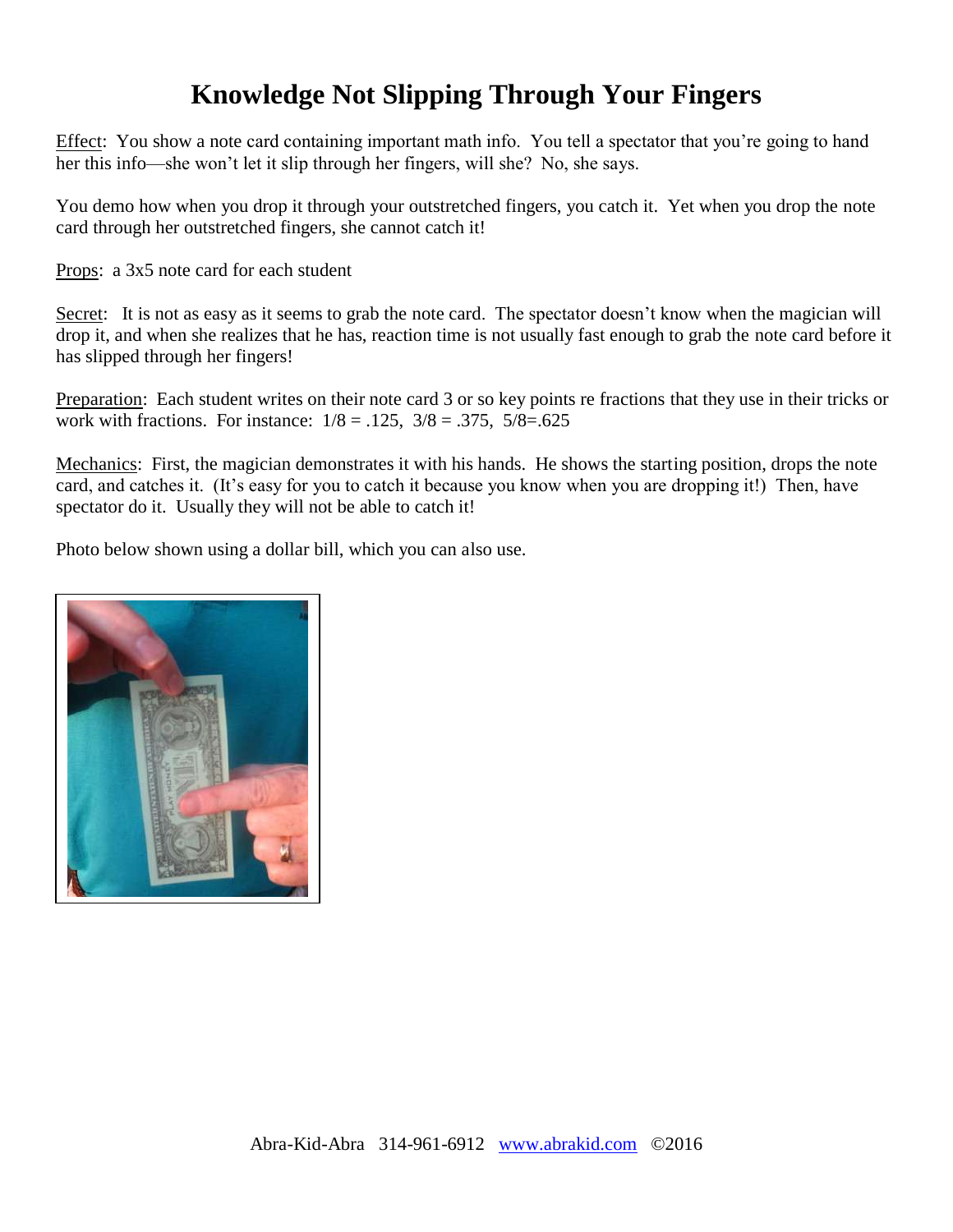# Knowledge Not Slipping Through Your Fingers

Effect: You show a note card containing important math info. You tell a spectator that you're going to hand her this info—she won't let it slip through her fingers, will she? No, she says.

You demo how when you drop it through your outstretched fingers, you catch it. Yet when you drop the note card through her outstretched fingers, she cannot catch it!

Props: a 3x5 note card for each student

Secret: It is not as easy as it seems to grab the note card. The spectator doesn't know when the magician will drop it, and when she realizes that he has, reaction time is not usually fast enough to grab the note card before it has slipped through her fingers!

Preparation: Each student writes on their note card 3 or so key points re fractions that they use in their tricks or work with fractions. For instance: 1/8 = .125, 3/8 = .375, 5/8=.625

Mechanics: First, the magician demonstrates it with his hands. He shows the starting position, drops the note card, and catches it. (It's easy for you to catch it because you know when you are dropping it!) Then, have spectator do it. Usually they will not be able to catch it!

Photo below shown using a dollar bill, which you can also use.

Abra-Kid-Abra 314-961-6912 www.abrakid.com ©2016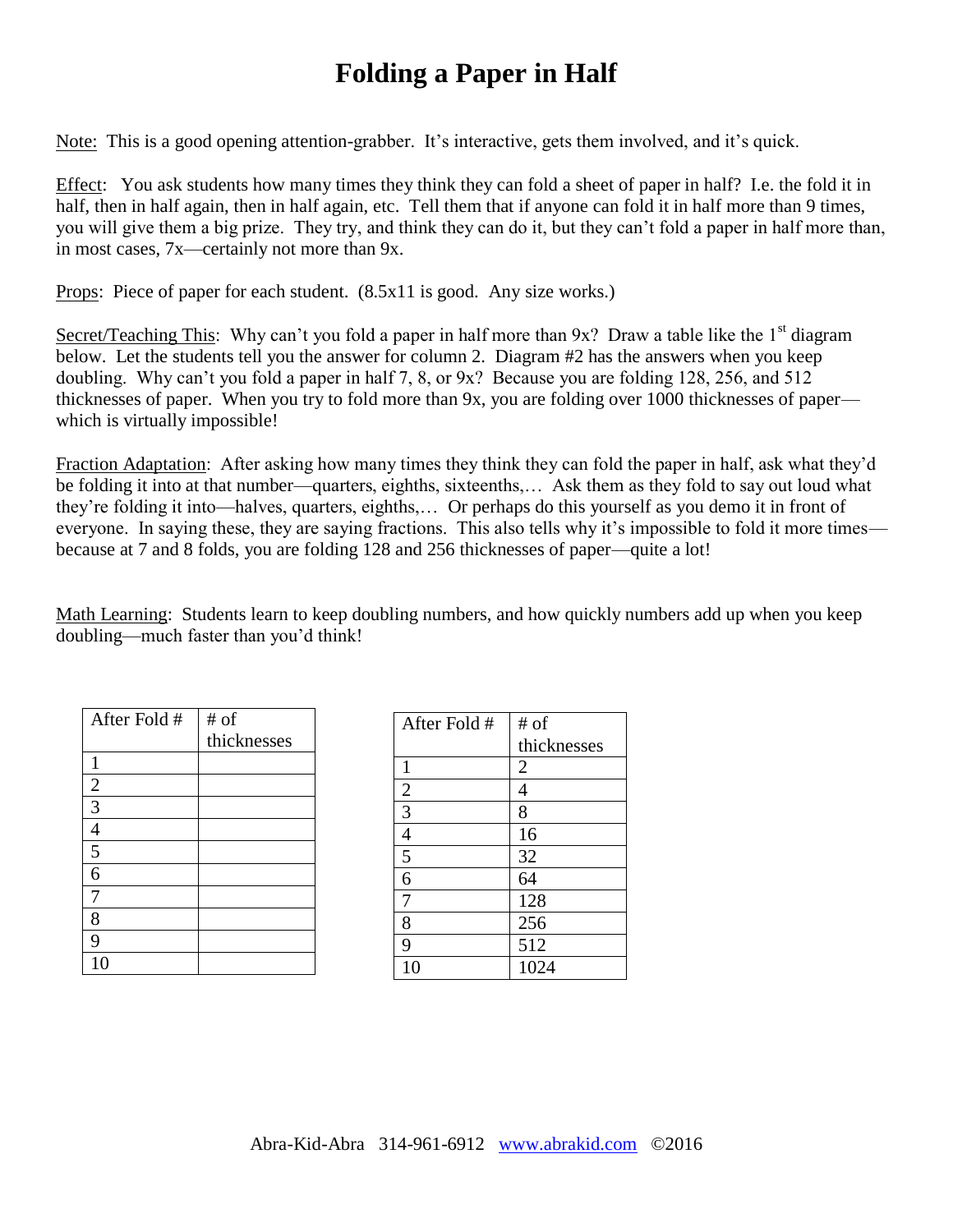# Folding a Paper in Half

Note: This is a good opening attention-grabber. It's interactive, gets them involved, and it's quick.

Effect: You ask students how many times they think they can fold a sheet of paper in half? I.e. the fold it in half, then in half again, then in half again, etc. Tell them that if anyone can fold it in half more than 9 times, you will give them a big prize. They try, and think they can do it, but they can't fold a paper in half more than, in most cases, 7x—certainly not more than 9x.

Props: Piece of paper for each student. (8.5x11 is good. Any size works.)

Secret/Teaching This: Why can't you fold a paper in half more than 9x? Draw a table like the 1st diagram below. Let the students tell you the answer for column 2. Diagram #2 has the answers when you keep doubling. Why can't you fold a paper in half 7, 8, or 9x? Because you are folding 128, 256, and 512 thicknesses of paper. When you try to fold more than 9x, you are folding over 1000 thicknesses of paper—which is virtually impossible!

Fraction Adaptation: After asking how many times they think they can fold the paper in half, ask what they'd be folding it into at that number—quarters, eighths, sixteenths,… Ask them as they fold to say out loud what they're folding it into—halves, quarters, eighths,… Or perhaps do this yourself as you demo it in front of everyone. In saying these, they are saying fractions. This also tells why it's impossible to fold it more times—because at 7 and 8 folds, you are folding 128 and 256 thicknesses of paper—quite a lot!

Math Learning: Students learn to keep doubling numbers, and how quickly numbers add up when you keep doubling—much faster than you'd think!

| After Fold # | # of thicknesses |
|---|---|
| 1 | |
| 2 | |
| 3 | |
| 4 | |
| 5 | |
| 6 | |
| 7 | |
| 8 | |
| 9 | |
| 10 | |

| After Fold # | # of thicknesses |
|---|---|
| 1 | 2 |
| 2 | 4 |
| 3 | 8 |
| 4 | 16 |
| 5 | 32 |
| 6 | 64 |
| 7 | 128 |
| 8 | 256 |
| 9 | 512 |
| 10 | 1024 |

Abra-Kid-Abra 314-961-6912 www.abrakid.com ©2016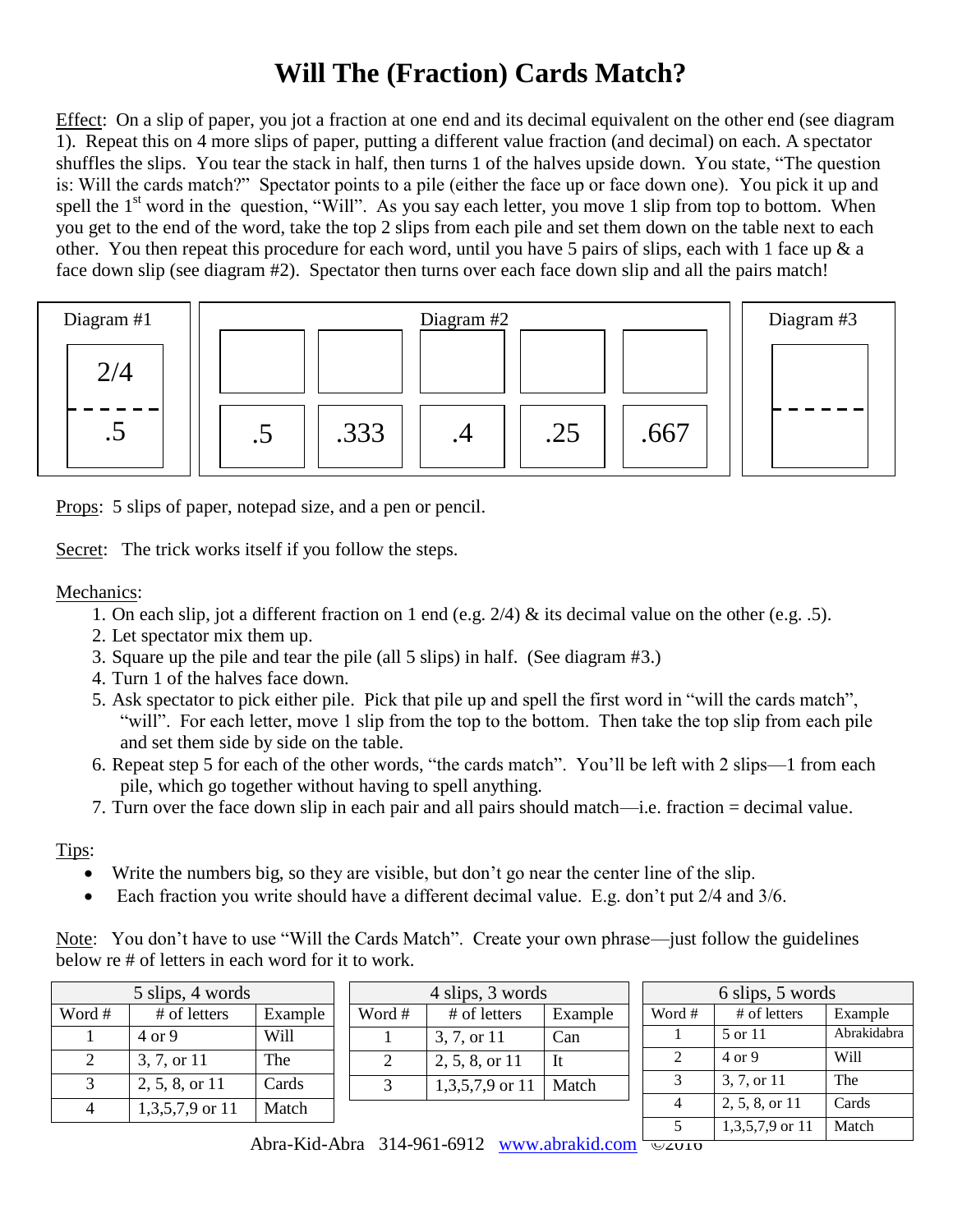# Will The (Fraction) Cards Match?

Effect: On a slip of paper, you jot a fraction at one end and its decimal equivalent on the other end (see diagram 1). Repeat this on 4 more slips of paper, putting a different value fraction (and decimal) on each. A spectator shuffles the slips. You tear the stack in half, then turns 1 of the halves upside down. You state, "The question is: Will the cards match?" Spectator points to a pile (either the face up or face down one). You pick it up and spell the 1st word in the question, "Will". As you say each letter, you move 1 slip from top to bottom. When you get to the end of the word, take the top 2 slips from each pile and set them down on the table next to each other. You then repeat this procedure for each word, until you have 5 pairs of slips, each with 1 face up & a face down slip (see diagram #2). Spectator then turns over each face down slip and all the pairs match!

Diagram #1

| 2/4 |
|---|
| .5 |

Diagram #2

| | | | | |
|---|---|---|---|---|
| .5 | .333 | .4 | .25 | .667 |

Diagram #3

Props: 5 slips of paper, notepad size, and a pen or pencil.

Secret: The trick works itself if you follow the steps.

Mechanics:

1. On each slip, jot a different fraction on 1 end (e.g. 2/4) & its decimal value on the other (e.g. .5).
2. Let spectator mix them up.
3. Square up the pile and tear the pile (all 5 slips) in half. (See diagram #3.)
4. Turn 1 of the halves face down.
5. Ask spectator to pick either pile. Pick that pile up and spell the first word in "will the cards match", "will". For each letter, move 1 slip from the top to the bottom. Then take the top slip from each pile and set them side by side on the table.
6. Repeat step 5 for each of the other words, "the cards match". You'll be left with 2 slips—1 from each pile, which go together without having to spell anything.
7. Turn over the face down slip in each pair and all pairs should match—i.e. fraction = decimal value.

Tips:

- Write the numbers big, so they are visible, but don't go near the center line of the slip.
- Each fraction you write should have a different decimal value. E.g. don't put 2/4 and 3/6.

Note: You don't have to use "Will the Cards Match". Create your own phrase—just follow the guidelines below re # of letters in each word for it to work.

| 5 slips, 4 words | | |
|---|---|---|
| Word # | # of letters | Example |
| 1 | 4 or 9 | Will |
| 2 | 3, 7, or 11 | The |
| 3 | 2, 5, 8, or 11 | Cards |
| 4 | 1,3,5,7,9 or 11 | Match |

| 4 slips, 3 words | | |
|---|---|---|
| Word # | # of letters | Example |
| 1 | 3, 7, or 11 | Can |
| 2 | 2, 5, 8, or 11 | It |
| 3 | 1,3,5,7,9 or 11 | Match |

| 6 slips, 5 words | | |
|---|---|---|
| Word # | # of letters | Example |
| 1 | 5 or 11 | Abrakidabra |
| 2 | 4 or 9 | Will |
| 3 | 3, 7, or 11 | The |
| 4 | 2, 5, 8, or 11 | Cards |
| 5 | 1,3,5,7,9 or 11 | Match |

Abra-Kid-Abra 314-961-6912 www.abrakid.com ©2016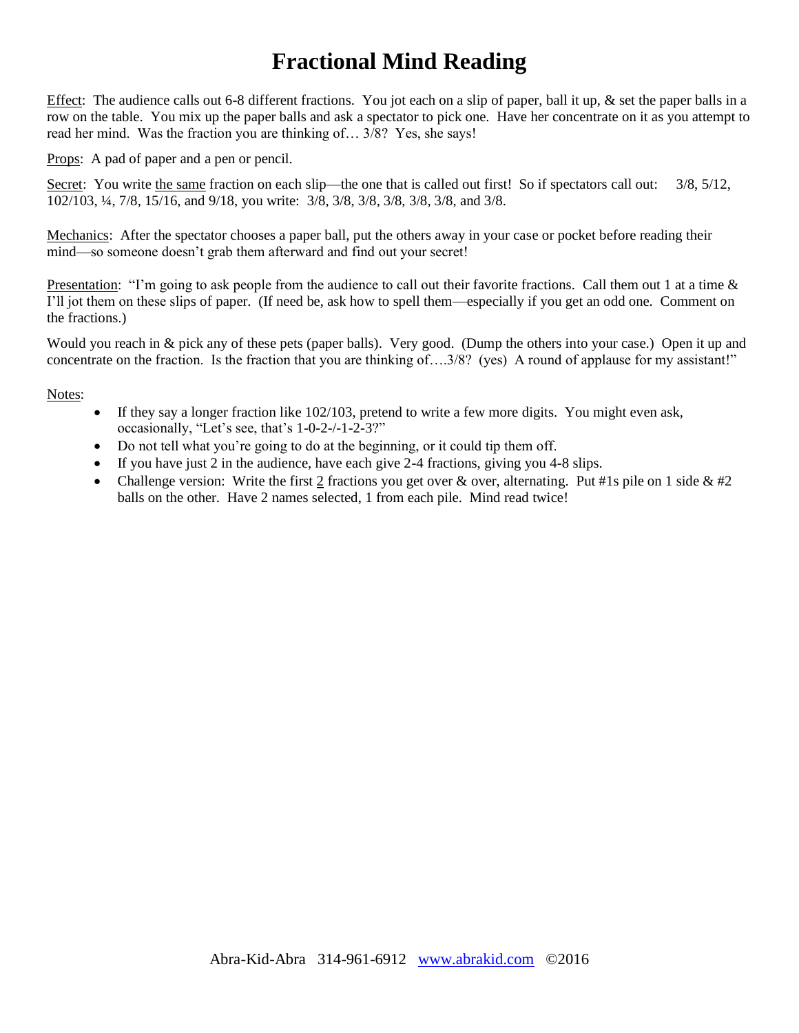# Fractional Mind Reading

Effect: The audience calls out 6-8 different fractions. You jot each on a slip of paper, ball it up, & set the paper balls in a row on the table. You mix up the paper balls and ask a spectator to pick one. Have her concentrate on it as you attempt to read her mind. Was the fraction you are thinking of… 3/8? Yes, she says!

Props: A pad of paper and a pen or pencil.

Secret: You write the same fraction on each slip—the one that is called out first! So if spectators call out: 3/8, 5/12, 102/103, ¼, 7/8, 15/16, and 9/18, you write: 3/8, 3/8, 3/8, 3/8, 3/8, 3/8, and 3/8.

Mechanics: After the spectator chooses a paper ball, put the others away in your case or pocket before reading their mind—so someone doesn't grab them afterward and find out your secret!

Presentation: "I'm going to ask people from the audience to call out their favorite fractions. Call them out 1 at a time & I'll jot them on these slips of paper. (If need be, ask how to spell them—especially if you get an odd one. Comment on the fractions.)

Would you reach in & pick any of these pets (paper balls). Very good. (Dump the others into your case.) Open it up and concentrate on the fraction. Is the fraction that you are thinking of….3/8? (yes) A round of applause for my assistant!"

Notes:

- If they say a longer fraction like 102/103, pretend to write a few more digits. You might even ask, occasionally, "Let's see, that's 1-0-2-/-1-2-3?"
- Do not tell what you're going to do at the beginning, or it could tip them off.
- If you have just 2 in the audience, have each give 2-4 fractions, giving you 4-8 slips.
- Challenge version: Write the first 2 fractions you get over & over, alternating. Put #1s pile on 1 side & #2 balls on the other. Have 2 names selected, 1 from each pile. Mind read twice!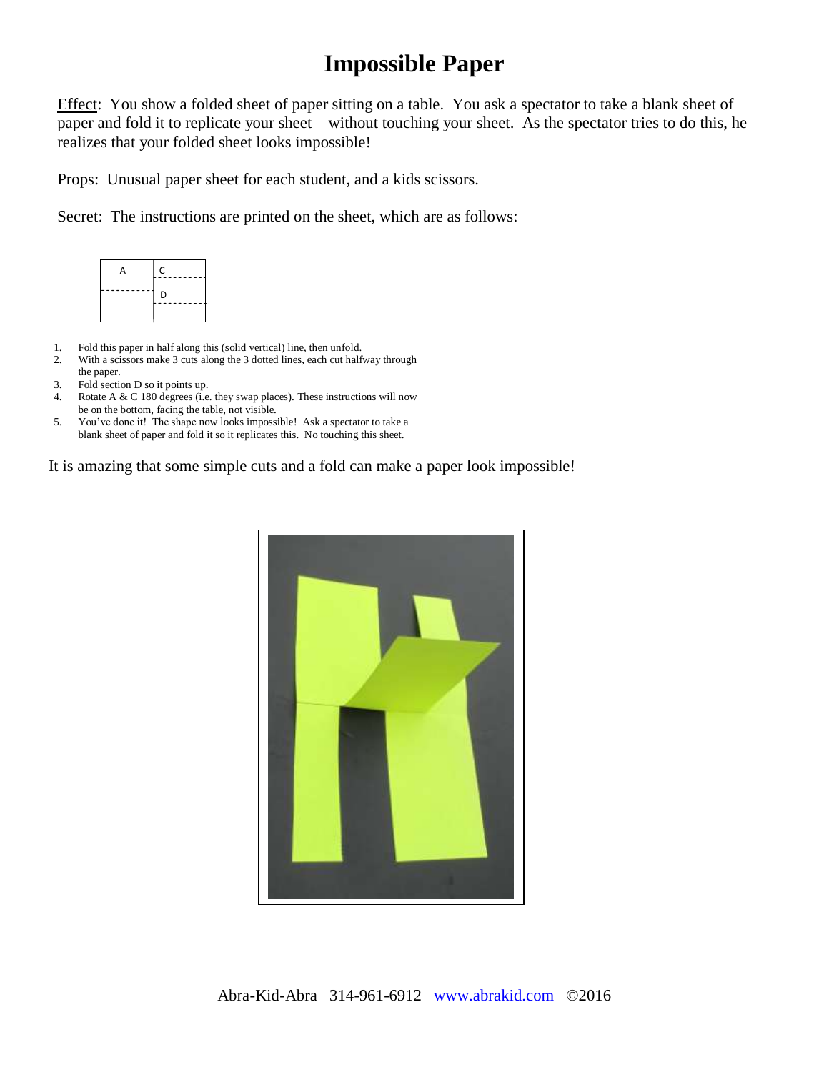# Impossible Paper

Effect: You show a folded sheet of paper sitting on a table. You ask a spectator to take a blank sheet of paper and fold it to replicate your sheet—without touching your sheet. As the spectator tries to do this, he realizes that your folded sheet looks impossible!

Props: Unusual paper sheet for each student, and a kids scissors.

Secret: The instructions are printed on the sheet, which are as follows:

| A | C |
|---|---|
| | D |

1. Fold this paper in half along this (solid vertical) line, then unfold.
2. With a scissors make 3 cuts along the 3 dotted lines, each cut halfway through the paper.
3. Fold section D so it points up.
4. Rotate A & C 180 degrees (i.e. they swap places). These instructions will now be on the bottom, facing the table, not visible.
5. You've done it! The shape now looks impossible! Ask a spectator to take a blank sheet of paper and fold it so it replicates this. No touching this sheet.

It is amazing that some simple cuts and a fold can make a paper look impossible!

Abra-Kid-Abra 314-961-6912 www.abrakid.com ©2016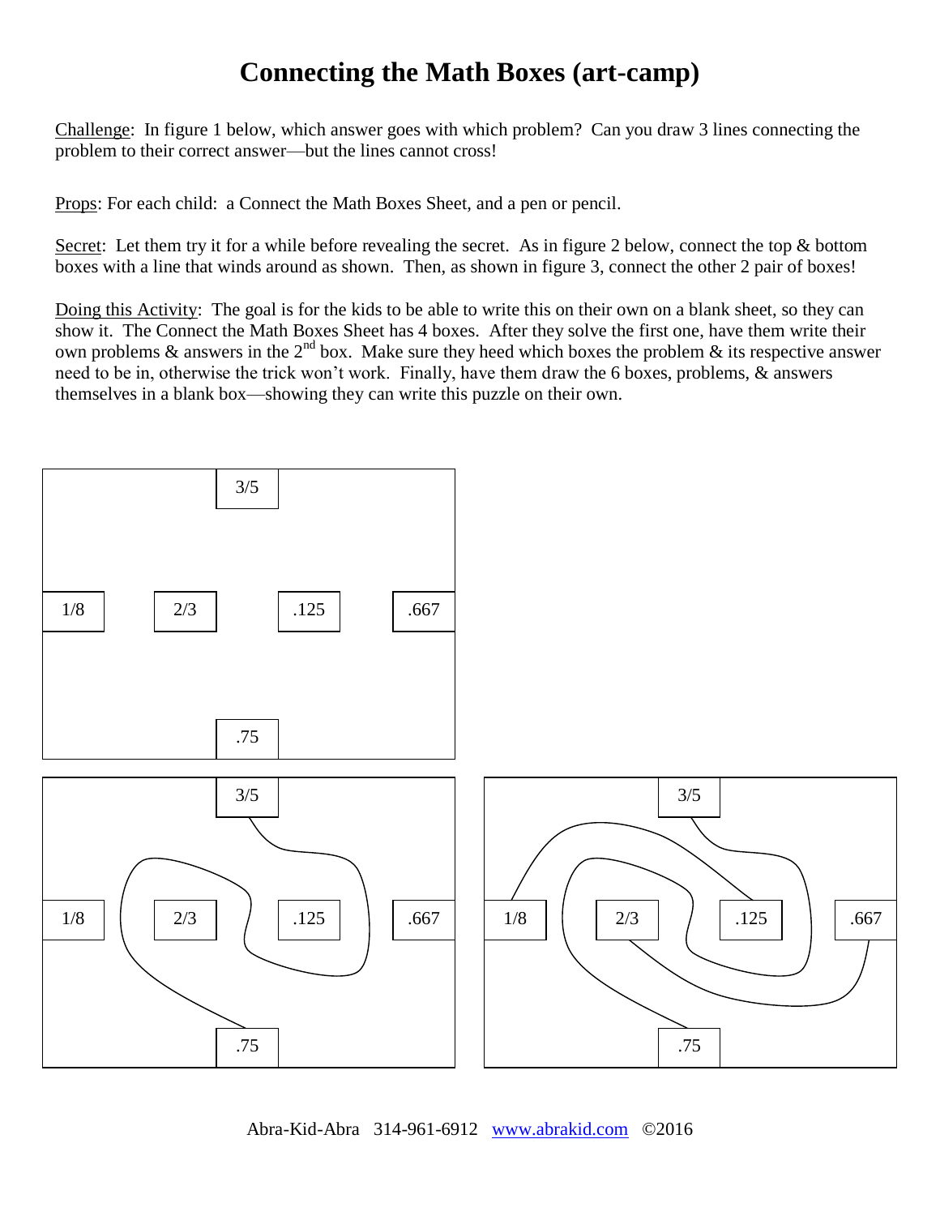# Connecting the Math Boxes (art-camp)

Challenge: In figure 1 below, which answer goes with which problem? Can you draw 3 lines connecting the problem to their correct answer—but the lines cannot cross!

Props: For each child: a Connect the Math Boxes Sheet, and a pen or pencil.

Secret: Let them try it for a while before revealing the secret. As in figure 2 below, connect the top & bottom boxes with a line that winds around as shown. Then, as shown in figure 3, connect the other 2 pair of boxes!

Doing this Activity: The goal is for the kids to be able to write this on their own on a blank sheet, so they can show it. The Connect the Math Boxes Sheet has 4 boxes. After they solve the first one, have them write their own problems & answers in the 2nd box. Make sure they heed which boxes the problem & its respective answer need to be in, otherwise the trick won't work. Finally, have them draw the 6 boxes, problems, & answers themselves in a blank box—showing they can write this puzzle on their own.

3/5

1/8 2/3 .125 .667

.75

3/5

1/8 2/3 .125 .667

.75

3/5

1/8 2/3 .125 .667

.75

Abra-Kid-Abra 314-961-6912 [www.abrakid.com](http://www.abrakid.com) ©2016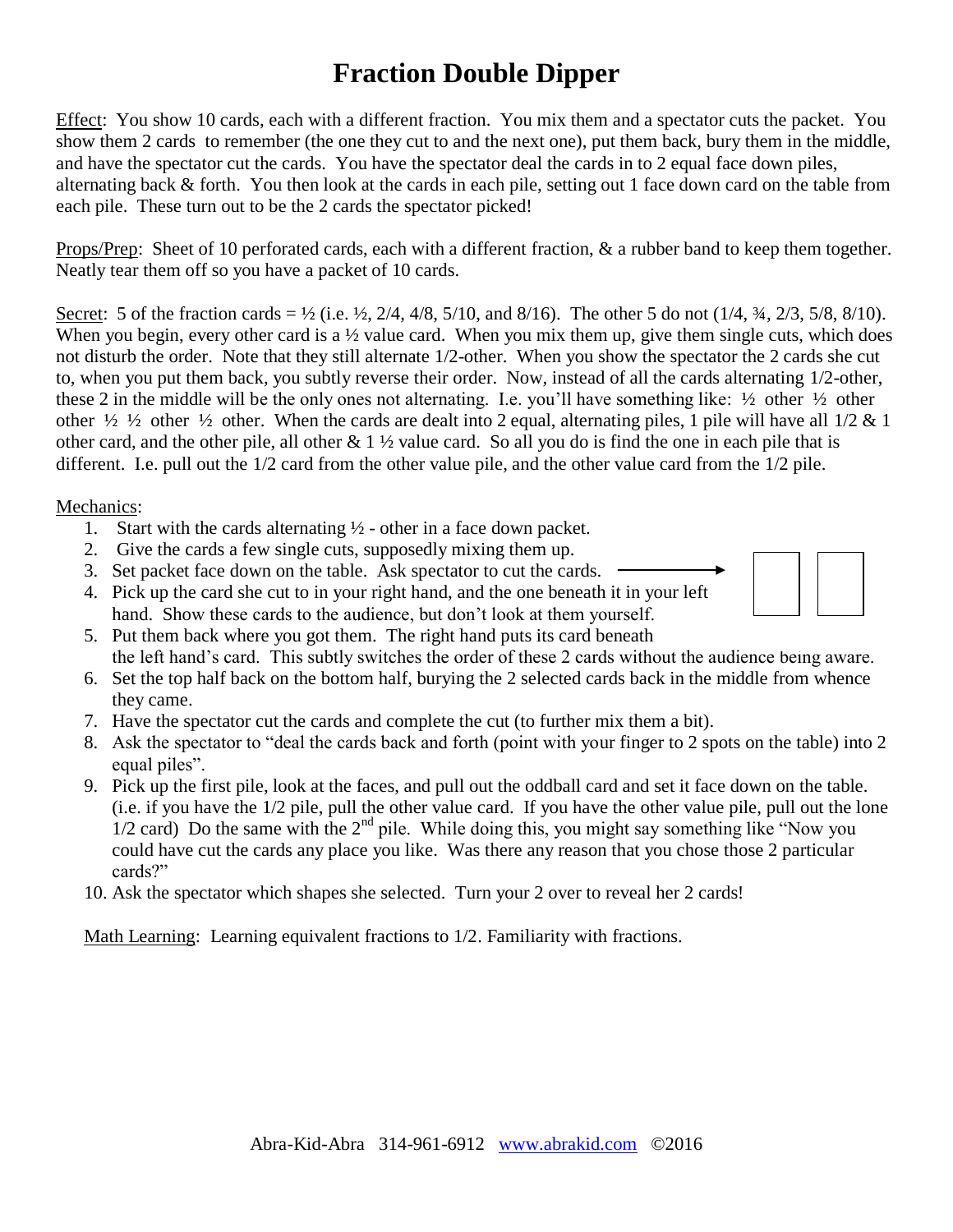# Fraction Double Dipper

Effect: You show 10 cards, each with a different fraction. You mix them and a spectator cuts the packet. You show them 2 cards to remember (the one they cut to and the next one), put them back, bury them in the middle, and have the spectator cut the cards. You have the spectator deal the cards in to 2 equal face down piles, alternating back & forth. You then look at the cards in each pile, setting out 1 face down card on the table from each pile. These turn out to be the 2 cards the spectator picked!

Props/Prep: Sheet of 10 perforated cards, each with a different fraction, & a rubber band to keep them together. Neatly tear them off so you have a packet of 10 cards.

Secret: 5 of the fraction cards = ½ (i.e. ½, 2/4, 4/8, 5/10, and 8/16). The other 5 do not (1/4, ¾, 2/3, 5/8, 8/10). When you begin, every other card is a ½ value card. When you mix them up, give them single cuts, which does not disturb the order. Note that they still alternate 1/2-other. When you show the spectator the 2 cards she cut to, when you put them back, you subtly reverse their order. Now, instead of all the cards alternating 1/2-other, these 2 in the middle will be the only ones not alternating. I.e. you'll have something like: ½ other ½ other other ½ ½ other ½ other. When the cards are dealt into 2 equal, alternating piles, 1 pile will have all 1/2 & 1 other card, and the other pile, all other & 1 ½ value card. So all you do is find the one in each pile that is different. I.e. pull out the 1/2 card from the other value pile, and the other value card from the 1/2 pile.

Mechanics:

1. Start with the cards alternating ½ - other in a face down packet.
2. Give the cards a few single cuts, supposedly mixing them up.
3. Set packet face down on the table. Ask spectator to cut the cards.
4. Pick up the card she cut to in your right hand, and the one beneath it in your left hand. Show these cards to the audience, but don't look at them yourself.
5. Put them back where you got them. The right hand puts its card beneath the left hand's card. This subtly switches the order of these 2 cards without the audience being aware.
6. Set the top half back on the bottom half, burying the 2 selected cards back in the middle from whence they came.
7. Have the spectator cut the cards and complete the cut (to further mix them a bit).
8. Ask the spectator to "deal the cards back and forth (point with your finger to 2 spots on the table) into 2 equal piles".
9. Pick up the first pile, look at the faces, and pull out the oddball card and set it face down on the table. (i.e. if you have the 1/2 pile, pull the other value card. If you have the other value pile, pull out the lone 1/2 card) Do the same with the 2nd pile. While doing this, you might say something like "Now you could have cut the cards any place you like. Was there any reason that you chose those 2 particular cards?"
10. Ask the spectator which shapes she selected. Turn your 2 over to reveal her 2 cards!

Math Learning: Learning equivalent fractions to 1/2. Familiarity with fractions.

Abra-Kid-Abra 314-961-6912 www.abrakid.com ©2016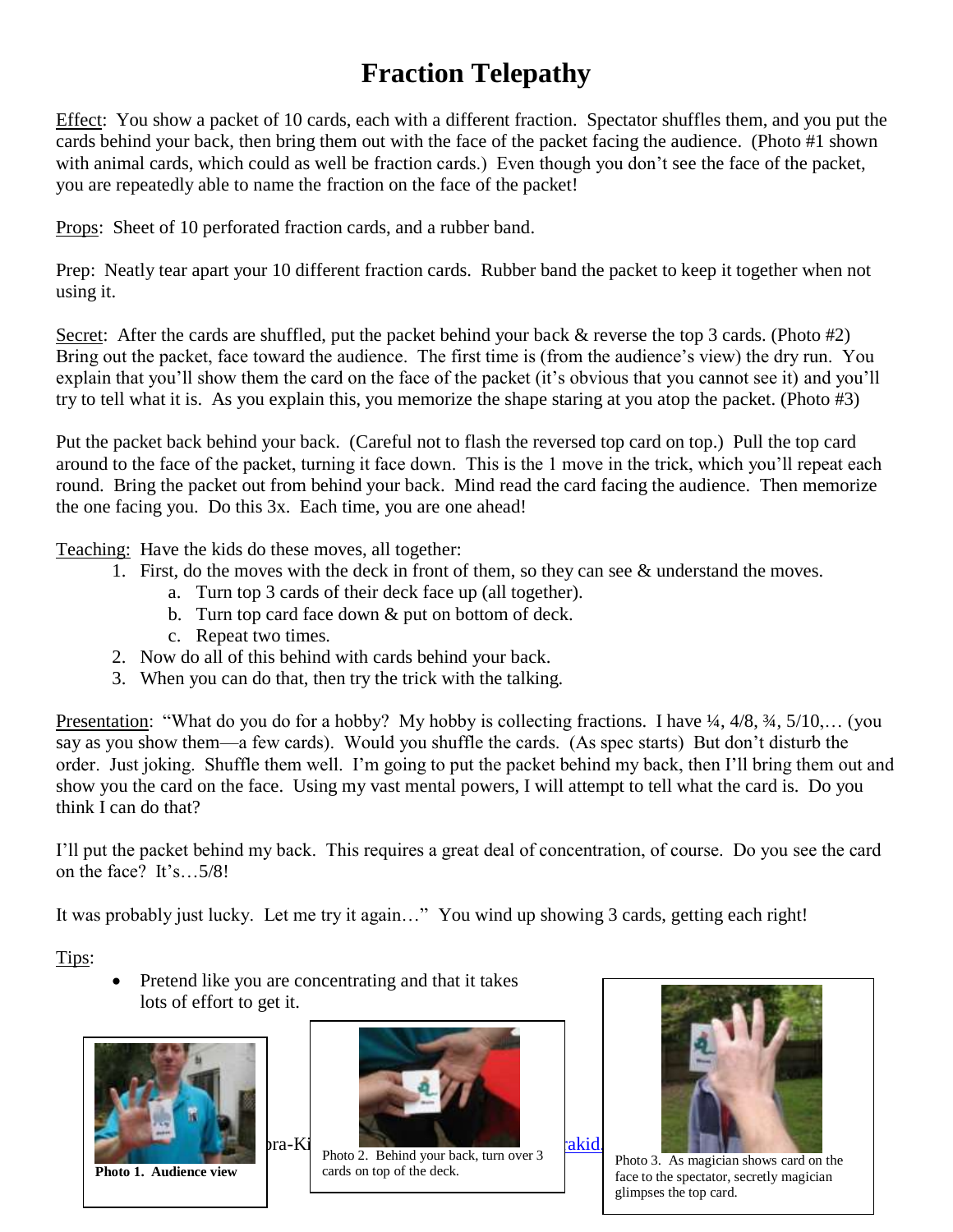# Fraction Telepathy

Effect: You show a packet of 10 cards, each with a different fraction. Spectator shuffles them, and you put the cards behind your back, then bring them out with the face of the packet facing the audience. (Photo #1 shown with animal cards, which could as well be fraction cards.) Even though you don't see the face of the packet, you are repeatedly able to name the fraction on the face of the packet!

Props: Sheet of 10 perforated fraction cards, and a rubber band.

Prep: Neatly tear apart your 10 different fraction cards. Rubber band the packet to keep it together when not using it.

Secret: After the cards are shuffled, put the packet behind your back & reverse the top 3 cards. (Photo #2) Bring out the packet, face toward the audience. The first time is (from the audience's view) the dry run. You explain that you'll show them the card on the face of the packet (it's obvious that you cannot see it) and you'll try to tell what it is. As you explain this, you memorize the shape staring at you atop the packet. (Photo #3)

Put the packet back behind your back. (Careful not to flash the reversed top card on top.) Pull the top card around to the face of the packet, turning it face down. This is the 1 move in the trick, which you'll repeat each round. Bring the packet out from behind your back. Mind read the card facing the audience. Then memorize the one facing you. Do this 3x. Each time, you are one ahead!

Teaching: Have the kids do these moves, all together:

1. First, do the moves with the deck in front of them, so they can see & understand the moves.
   a. Turn top 3 cards of their deck face up (all together).
   b. Turn top card face down & put on bottom of deck.
   c. Repeat two times.
2. Now do all of this behind with cards behind your back.
3. When you can do that, then try the trick with the talking.

Presentation: "What do you do for a hobby? My hobby is collecting fractions. I have ¼, 4/8, ¾, 5/10,… (you say as you show them—a few cards). Would you shuffle the cards. (As spec starts) But don't disturb the order. Just joking. Shuffle them well. I'm going to put the packet behind my back, then I'll bring them out and show you the card on the face. Using my vast mental powers, I will attempt to tell what the card is. Do you think I can do that?

I'll put the packet behind my back. This requires a great deal of concentration, of course. Do you see the card on the face? It's…5/8!

It was probably just lucky. Let me try it again…" You wind up showing 3 cards, getting each right!

Tips:

- Pretend like you are concentrating and that it takes lots of effort to get it.

**Photo 1. Audience view**

Photo 2. Behind your back, turn over 3 cards on top of the deck.

Photo 3. As magician shows card on the face to the spectator, secretly magician glimpses the top card.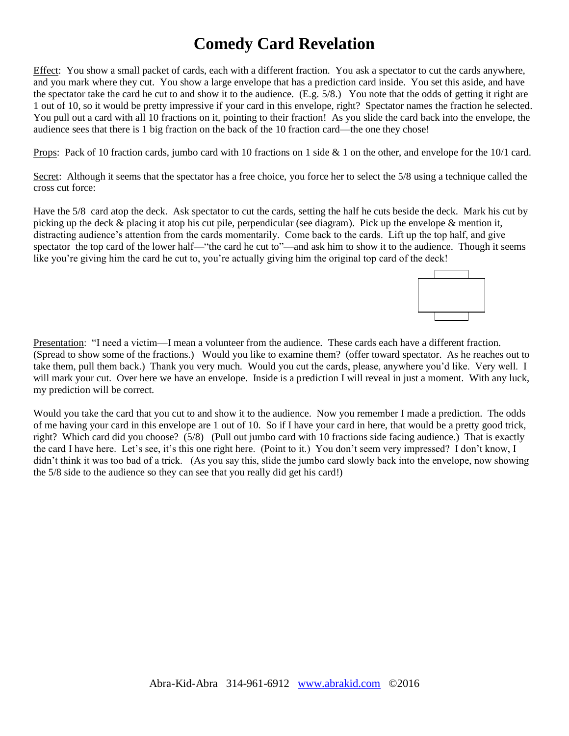# Comedy Card Revelation

Effect: You show a small packet of cards, each with a different fraction. You ask a spectator to cut the cards anywhere, and you mark where they cut. You show a large envelope that has a prediction card inside. You set this aside, and have the spectator take the card he cut to and show it to the audience. (E.g. 5/8.) You note that the odds of getting it right are 1 out of 10, so it would be pretty impressive if your card in this envelope, right? Spectator names the fraction he selected. You pull out a card with all 10 fractions on it, pointing to their fraction! As you slide the card back into the envelope, the audience sees that there is 1 big fraction on the back of the 10 fraction card—the one they chose!

Props: Pack of 10 fraction cards, jumbo card with 10 fractions on 1 side & 1 on the other, and envelope for the 10/1 card.

Secret: Although it seems that the spectator has a free choice, you force her to select the 5/8 using a technique called the cross cut force:

Have the 5/8 card atop the deck. Ask spectator to cut the cards, setting the half he cuts beside the deck. Mark his cut by picking up the deck & placing it atop his cut pile, perpendicular (see diagram). Pick up the envelope & mention it, distracting audience's attention from the cards momentarily. Come back to the cards. Lift up the top half, and give spectator the top card of the lower half—"the card he cut to"—and ask him to show it to the audience. Though it seems like you're giving him the card he cut to, you're actually giving him the original top card of the deck!

Presentation: "I need a victim—I mean a volunteer from the audience. These cards each have a different fraction. (Spread to show some of the fractions.) Would you like to examine them? (offer toward spectator. As he reaches out to take them, pull them back.) Thank you very much. Would you cut the cards, please, anywhere you'd like. Very well. I will mark your cut. Over here we have an envelope. Inside is a prediction I will reveal in just a moment. With any luck, my prediction will be correct.

Would you take the card that you cut to and show it to the audience. Now you remember I made a prediction. The odds of me having your card in this envelope are 1 out of 10. So if I have your card in here, that would be a pretty good trick, right? Which card did you choose? (5/8) (Pull out jumbo card with 10 fractions side facing audience.) That is exactly the card I have here. Let's see, it's this one right here. (Point to it.) You don't seem very impressed? I don't know, I didn't think it was too bad of a trick. (As you say this, slide the jumbo card slowly back into the envelope, now showing the 5/8 side to the audience so they can see that you really did get his card!)

Abra-Kid-Abra 314-961-6912 www.abrakid.com ©2016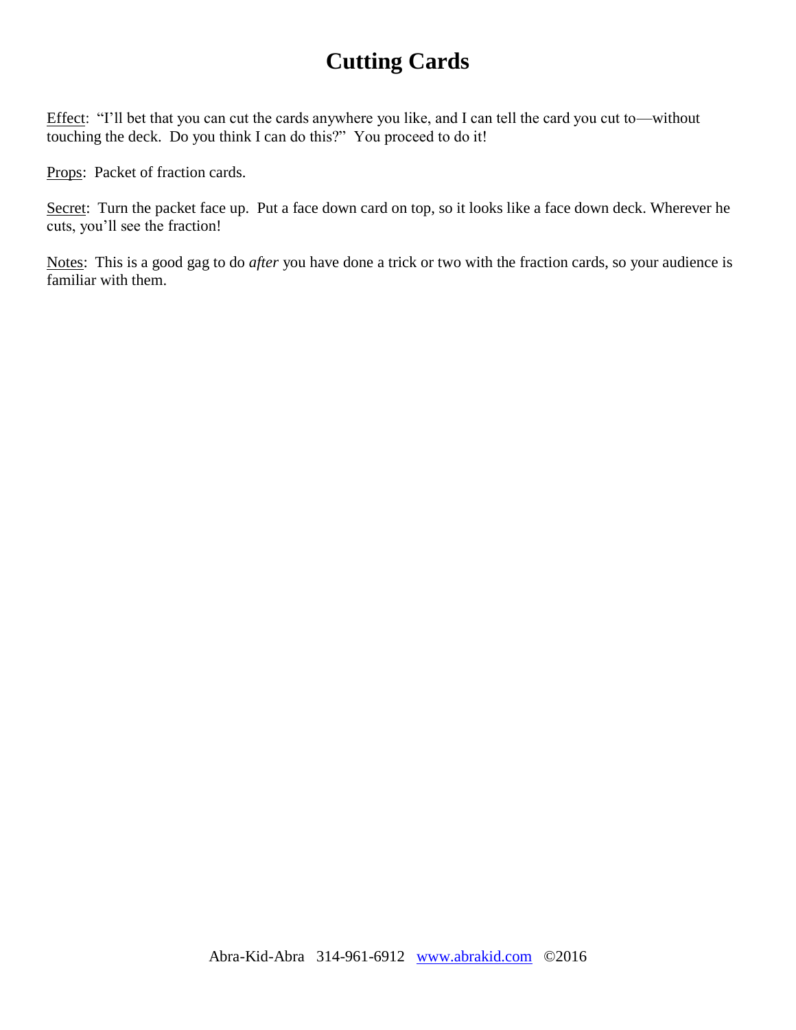# Cutting Cards

Effect: "I'll bet that you can cut the cards anywhere you like, and I can tell the card you cut to—without touching the deck. Do you think I can do this?" You proceed to do it!

Props: Packet of fraction cards.

Secret: Turn the packet face up. Put a face down card on top, so it looks like a face down deck. Wherever he cuts, you'll see the fraction!

Notes: This is a good gag to do *after* you have done a trick or two with the fraction cards, so your audience is familiar with them.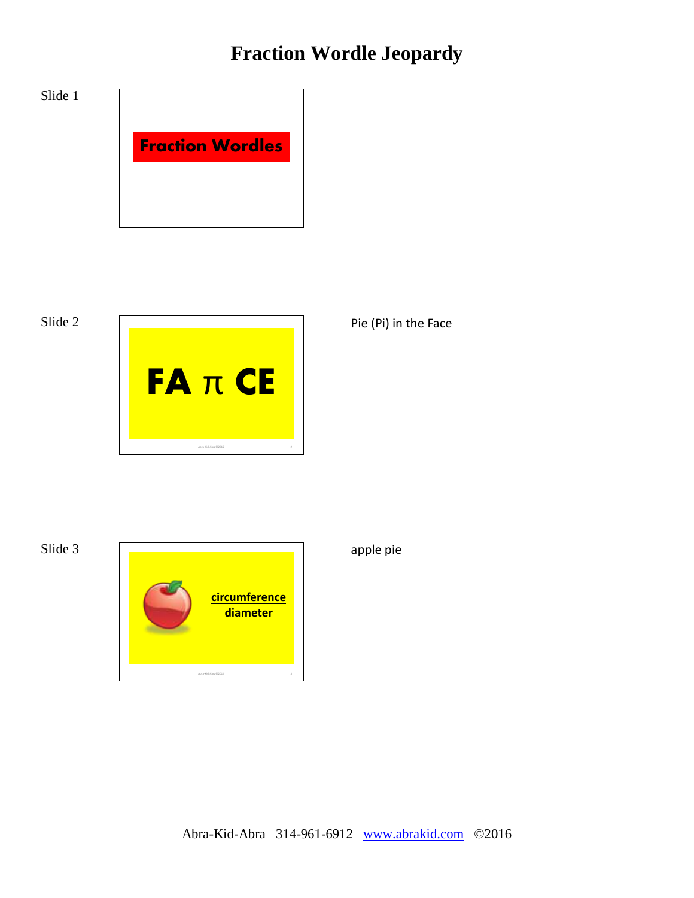# Fraction Wordle Jeopardy

Slide 1

Fraction Wordles

Slide 2

FA π CE

Pie (Pi) in the Face

Slide 3

$\frac{\text{circumference}}{\text{diameter}}$

apple pie

Abra-Kid-Abra 314-961-6912 www.abrakid.com ©2016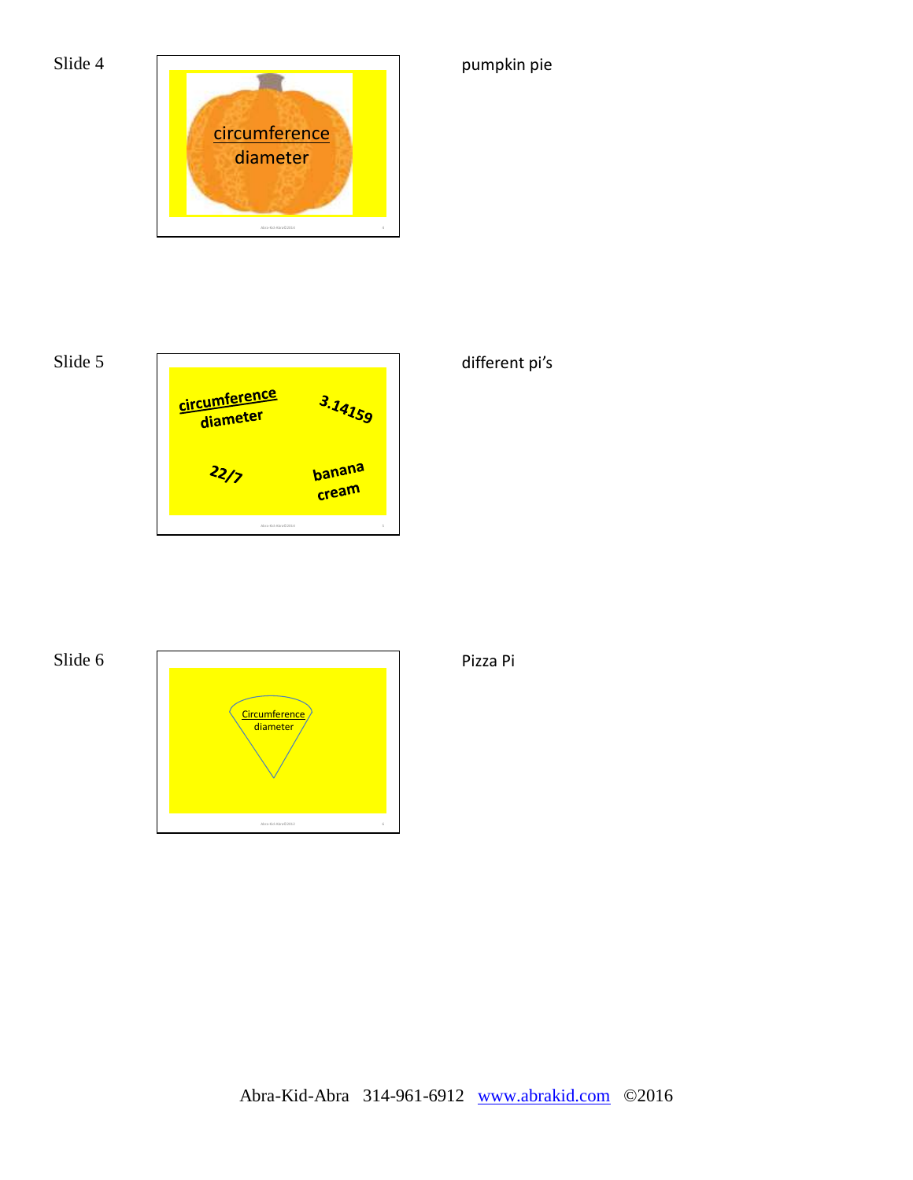Slide 4

circumference
diameter

pumpkin pie

Slide 5

circumference
diameter

3.14159

22/7

banana
cream

different pi's

Slide 6

Circumference
diameter

Pizza Pi

Abra-Kid-Abra 314-961-6912 www.abrakid.com ©2016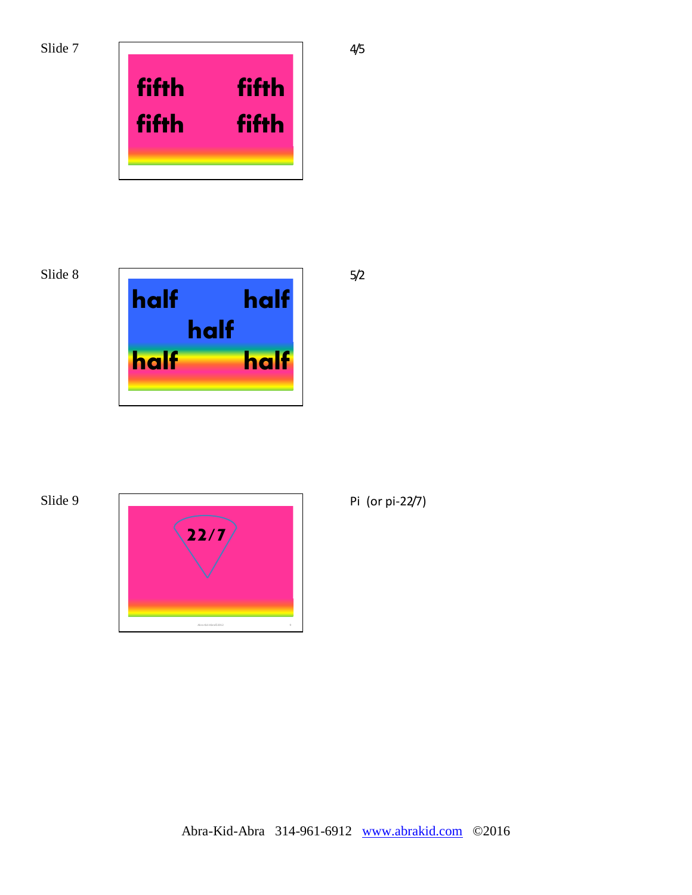Slide 7

fifth fifth
fifth fifth

4/5

Slide 8

half half
half
half half

5/2

Slide 9

22/7

Pi (or pi-22/7)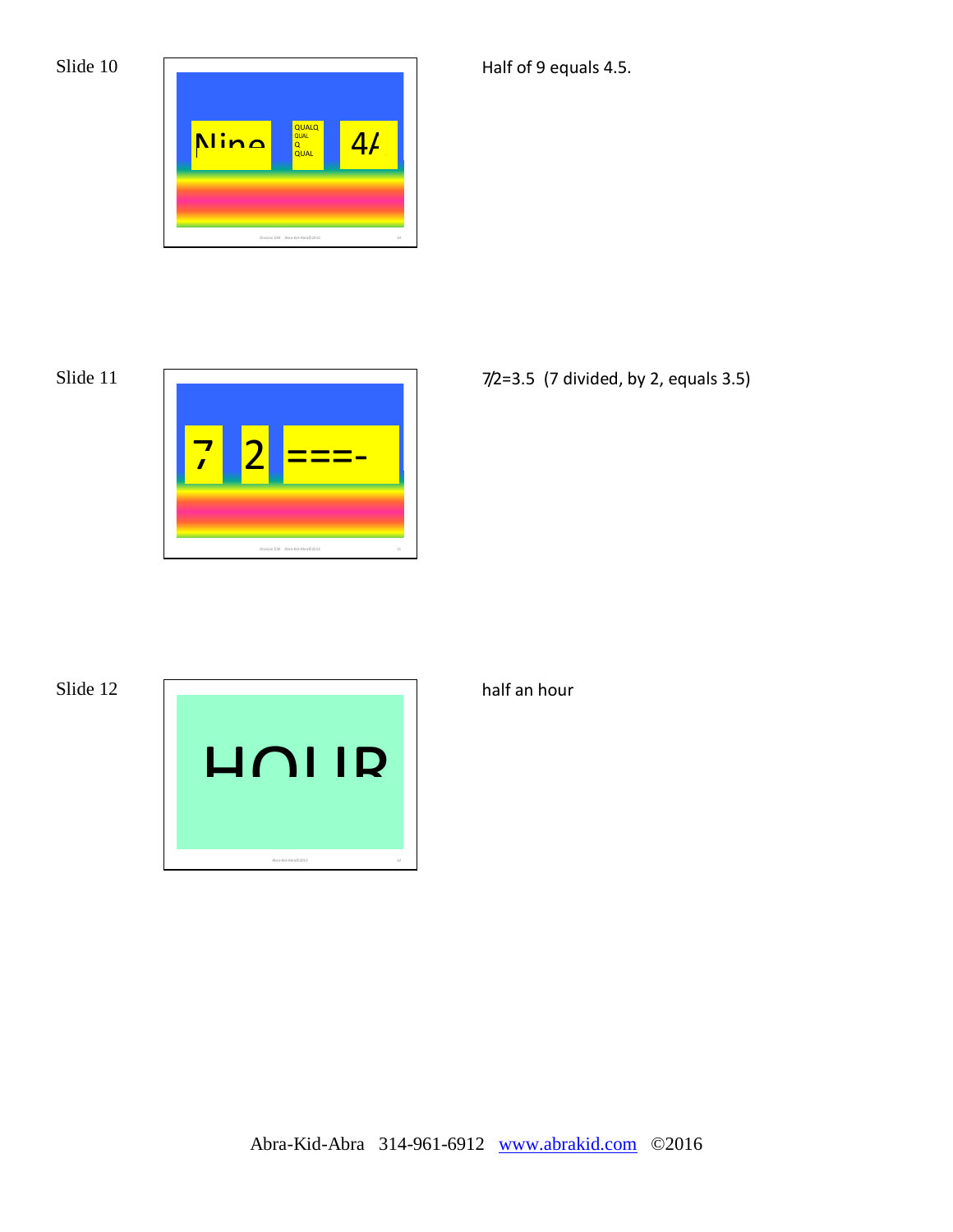Slide 10

Half of 9 equals 4.5.

Slide 11

7/2=3.5 (7 divided, by 2, equals 3.5)

Slide 12

half an hour

Abra-Kid-Abra 314-961-6912 [www.abrakid.com](http://www.abrakid.com) ©2016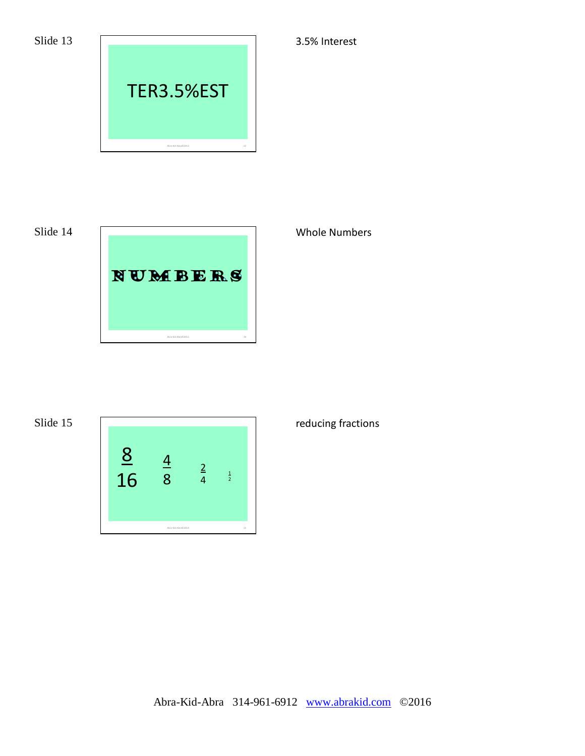Slide 13

TER3.5%EST

3.5% Interest

Slide 14

NUMBERS

Whole Numbers

Slide 15

$\frac{8}{16}$ $\frac{4}{8}$ $\frac{2}{4}$ $\frac{1}{2}$

reducing fractions

Abra-Kid-Abra 314-961-6912 www.abrakid.com ©2016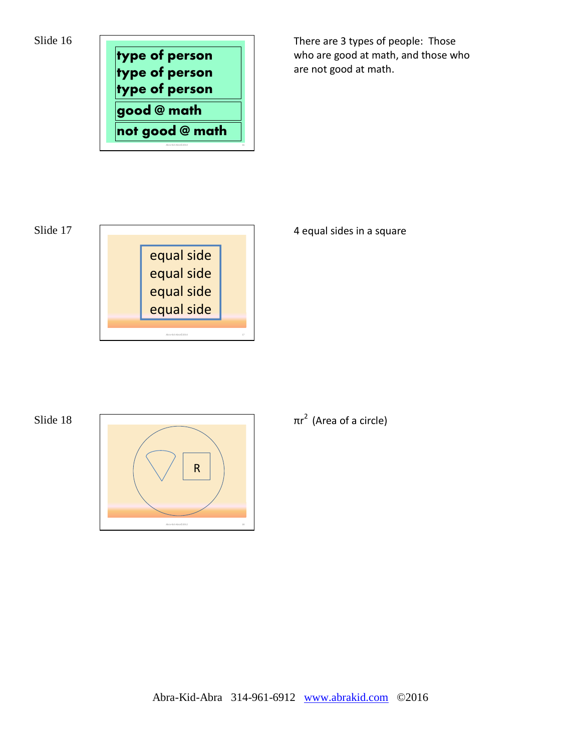Slide 16

type of person
type of person
type of person

good @ math

not good @ math

There are 3 types of people: Those who are good at math, and those who are not good at math.

Slide 17

equal side
equal side
equal side
equal side

4 equal sides in a square

Slide 18

R

$\pi r^2$ (Area of a circle)

Abra-Kid-Abra 314-961-6912 www.abrakid.com ©2016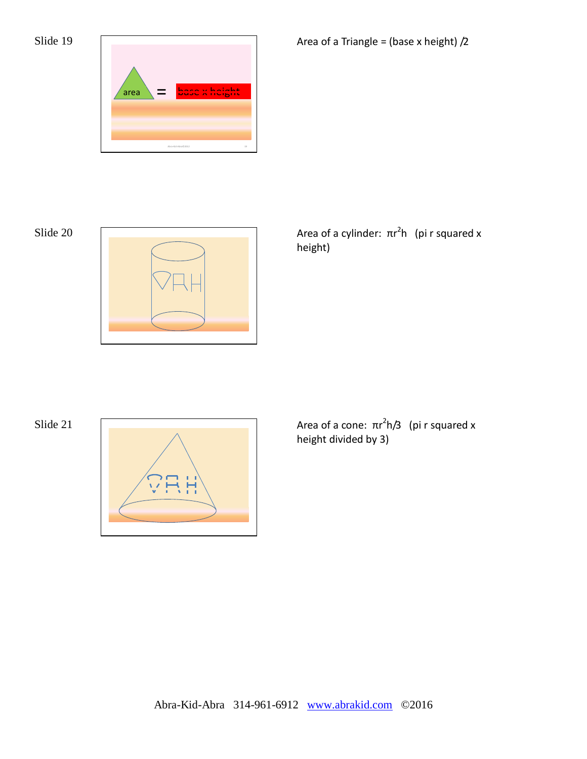Slide 19

Area of a Triangle = (base x height) /2

Slide 20

Area of a cylinder: $\pi r^2 h$ (pi r squared x height)

Slide 21

Area of a cone: $\pi r^2 h/3$ (pi r squared x height divided by 3)

Abra-Kid-Abra 314-961-6912 www.abrakid.com ©2016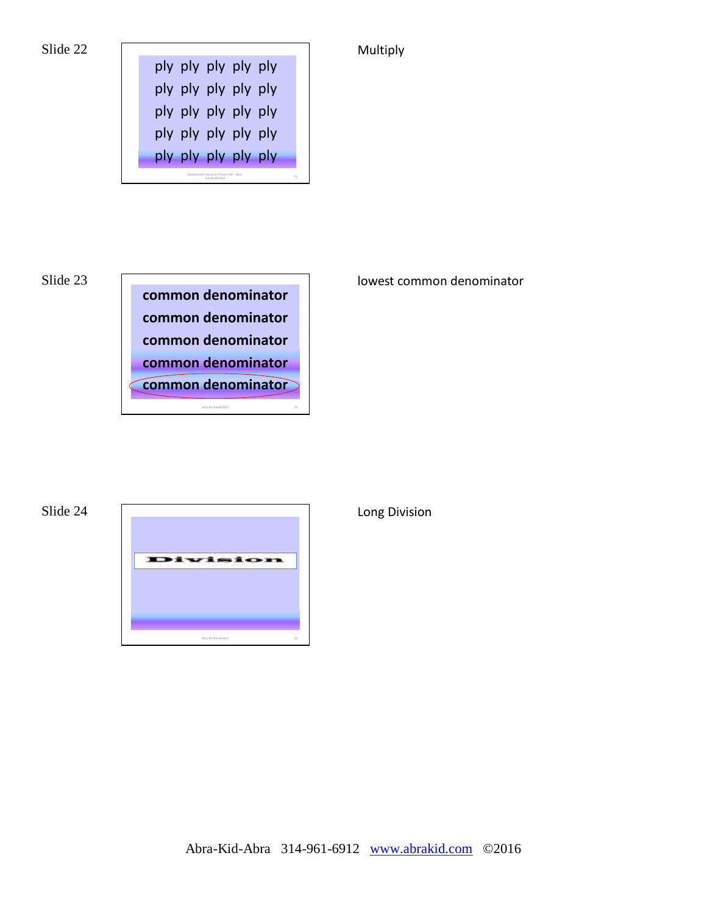Slide 22

ply ply ply ply ply
ply ply ply ply ply
ply ply ply ply ply
ply ply ply ply ply
ply ply ply ply ply

Multiply

Slide 23

**common denominator**
**common denominator**
**common denominator**
**common denominator**
**common denominator**

lowest common denominator

Slide 24

Division

Long Division

Abra-Kid-Abra 314-961-6912 [www.abrakid.com](http://www.abrakid.com) ©2016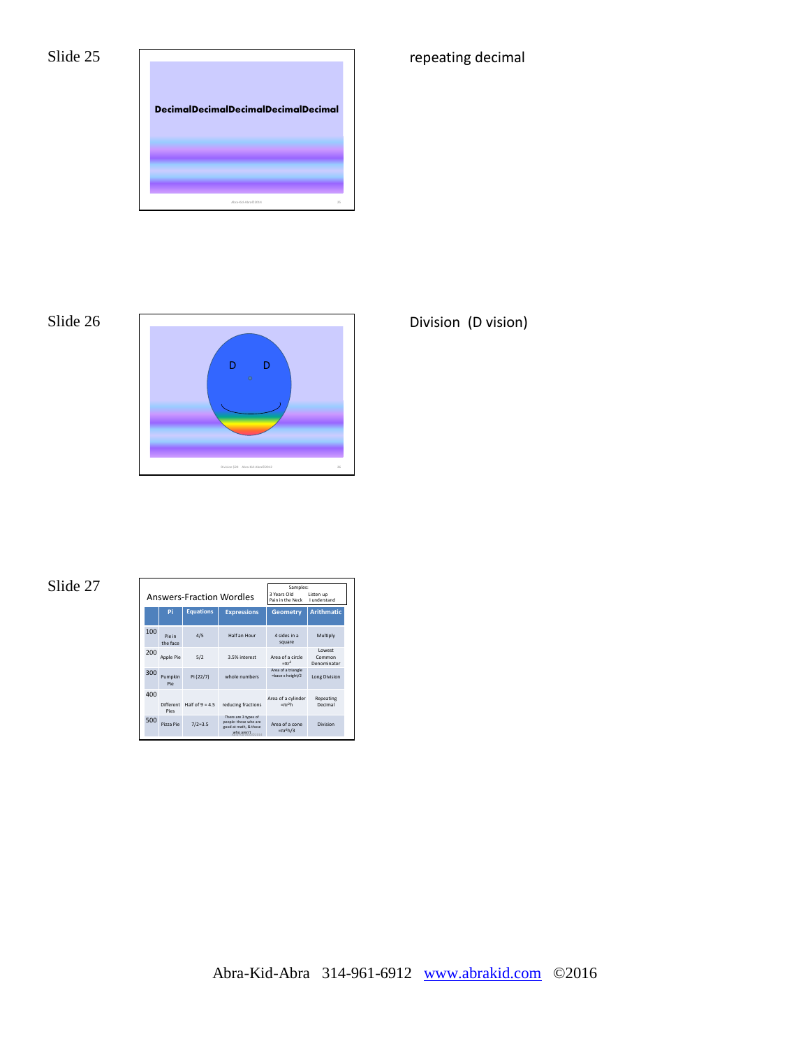Slide 25

DecimalDecimalDecimalDecimalDecimal

repeating decimal

Slide 26

D D

Division (D vision)

Slide 27

Answers-Fraction Wordles

Samples:
3 Years Old — Listen up
Pain in the Neck — I understand

| | Pi | Equations | Expressions | Geometry | Arithmatic |
|---|---|---|---|---|---|
| 100 | Pie in the face | 4/5 | Half an Hour | 4 sides in a square | Multiply |
| 200 | Apple Pie | 5/2 | 3.5% interest | Area of a circle $=\pi r^2$ | Lowest Common Denominator |
| 300 | Pumpkin Pie | Pi (22/7) | whole numbers | Area of a triangle =base x height/2 | Long Division |
| 400 | Different Pies | Half of 9 = 4.5 | reducing fractions | Area of a cylinder $=\pi r^2 h$ | Repeating Decimal |
| 500 | Pizza Pie | 7/2=3.5 | There are 3 types of people: those who are good at math, & those who aren't | Area of a cone $=\pi r^2 h/3$ | Division |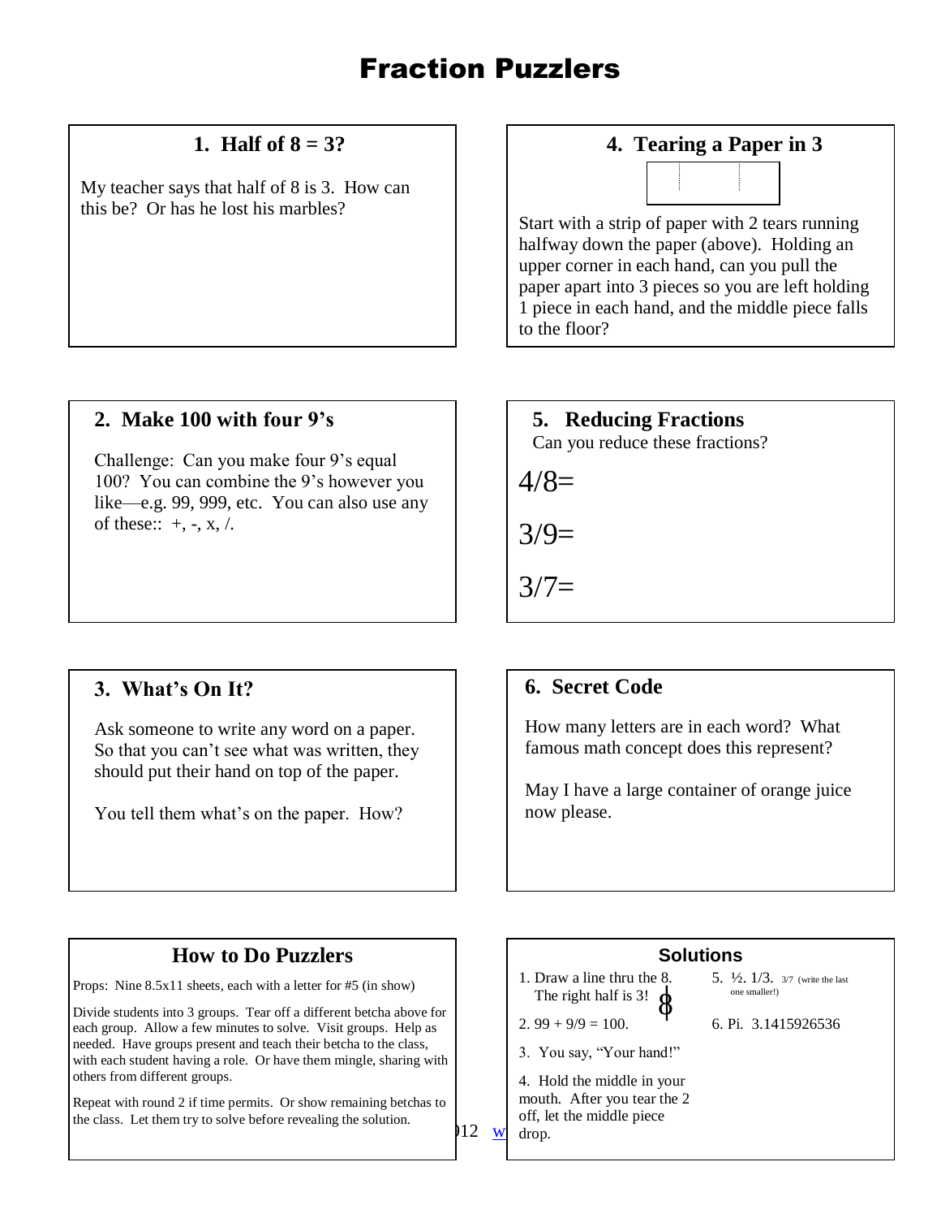# Fraction Puzzlers

### 1. Half of 8 = 3?

My teacher says that half of 8 is 3. How can this be? Or has he lost his marbles?

### 2. Make 100 with four 9's

Challenge: Can you make four 9's equal 100? You can combine the 9's however you like—e.g. 99, 999, etc. You can also use any of these:: +, -, x, /.

### 3. What's On It?

Ask someone to write any word on a paper. So that you can't see what was written, they should put their hand on top of the paper.

You tell them what's on the paper. How?

### 4. Tearing a Paper in 3

Start with a strip of paper with 2 tears running halfway down the paper (above). Holding an upper corner in each hand, can you pull the paper apart into 3 pieces so you are left holding 1 piece in each hand, and the middle piece falls to the floor?

### 5. Reducing Fractions

Can you reduce these fractions?

4/8=

3/9=

3/7=

### 6. Secret Code

How many letters are in each word? What famous math concept does this represent?

May I have a large container of orange juice now please.

### How to Do Puzzlers

Props: Nine 8.5x11 sheets, each with a letter for #5 (in show)

Divide students into 3 groups. Tear off a different betcha above for each group. Allow a few minutes to solve. Visit groups. Help as needed. Have groups present and teach their betcha to the class, with each student having a role. Or have them mingle, sharing with others from different groups.

Repeat with round 2 if time permits. Or show remaining betchas to the class. Let them try to solve before revealing the solution.

### Solutions

1. Draw a line thru the 8. The right half is 3!
2. 99 + 9/9 = 100.
3. You say, "Your hand!"
4. Hold the middle in your mouth. After you tear the 2 off, let the middle piece drop.
5. ½. 1/3. 3/7 (write the last one smaller!)
6. Pi. 3.1415926536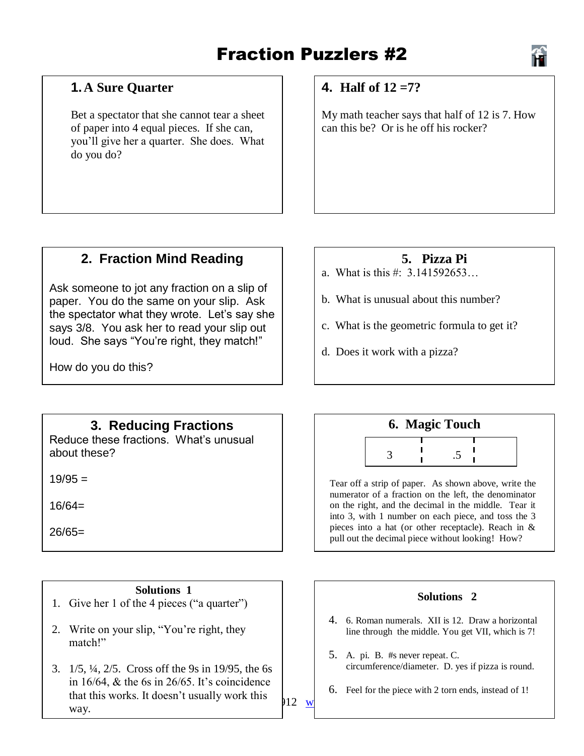# Fraction Puzzlers #2

## 1. A Sure Quarter

Bet a spectator that she cannot tear a sheet of paper into 4 equal pieces. If she can, you'll give her a quarter. She does. What do you do?

## 2. Fraction Mind Reading

Ask someone to jot any fraction on a slip of paper. You do the same on your slip. Ask the spectator what they wrote. Let's say she says 3/8. You ask her to read your slip out loud. She says "You're right, they match!"

How do you do this?

## 3. Reducing Fractions

Reduce these fractions. What's unusual about these?

19/95 =

16/64=

26/65=

## 4. Half of 12 =7?

My math teacher says that half of 12 is 7. How can this be? Or is he off his rocker?

## 5. Pizza Pi

a. What is this #: 3.141592653…

b. What is unusual about this number?

c. What is the geometric formula to get it?

d. Does it work with a pizza?

## 6. Magic Touch

| 3 | .5 | |
|---|---|---|

Tear off a strip of paper. As shown above, write the numerator of a fraction on the left, the denominator on the right, and the decimal in the middle. Tear it into 3, with 1 number on each piece, and toss the 3 pieces into a hat (or other receptacle). Reach in & pull out the decimal piece without looking! How?

### Solutions 1

1. Give her 1 of the 4 pieces ("a quarter")
2. Write on your slip, "You're right, they match!"
3. 1/5, ¼, 2/5. Cross off the 9s in 19/95, the 6s in 16/64, & the 6s in 26/65. It's coincidence that this works. It doesn't usually work this way.

### Solutions 2

4. 6. Roman numerals. XII is 12. Draw a horizontal line through the middle. You get VII, which is 7!
5. A. pi. B. #s never repeat. C. circumference/diameter. D. yes if pizza is round.
6. Feel for the piece with 2 torn ends, instead of 1!